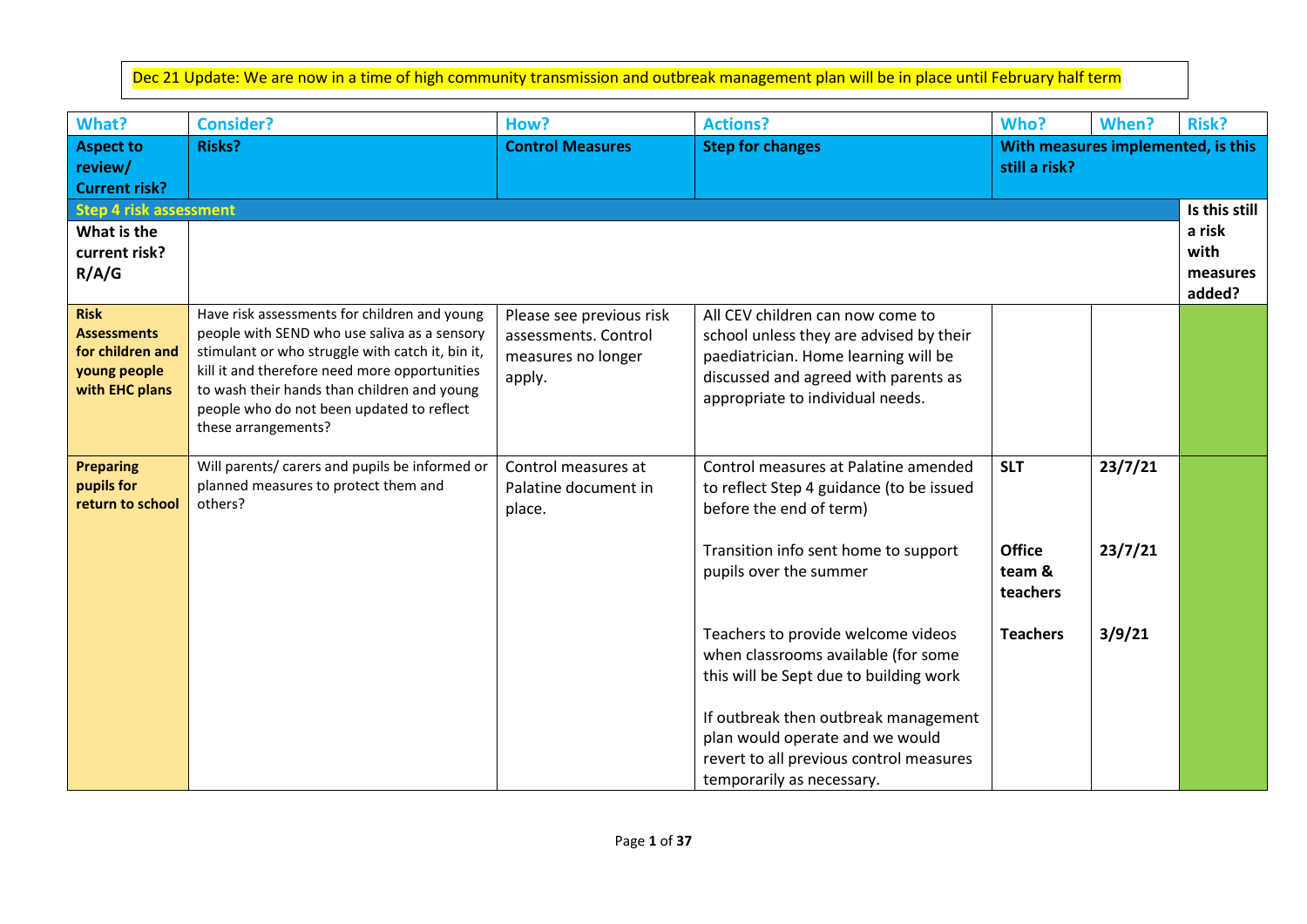Dec 21 Update: We are now in a time of high community transmission and outbreak management plan will be in place until February half term

| What? | Consider? | How? | Actions? | Who? | When? | Risk? |
|---|---|---|---|---|---|---|
| **Aspect to review/ Current risk?** | **Risks?** | **Control Measures** | **Step for changes** | **With measures implemented, is this still a risk?** | | |
| **Step 4 risk assessment** | | | | | | **Is this still a risk with measures added?** |
| **What is the current risk? R/A/G** | | | | | | |
| **Risk Assessments for children and young people with EHC plans** | Have risk assessments for children and young people with SEND who use saliva as a sensory stimulant or who struggle with catch it, bin it, kill it and therefore need more opportunities to wash their hands than children and young people who do not been updated to reflect these arrangements? | Please see previous risk assessments. Control measures no longer apply. | All CEV children can now come to school unless they are advised by their paediatrician. Home learning will be discussed and agreed with parents as appropriate to individual needs. | | | |
| **Preparing pupils for return to school** | Will parents/ carers and pupils be informed or planned measures to protect them and others? | Control measures at Palatine document in place. | Control measures at Palatine amended to reflect Step 4 guidance (to be issued before the end of term) | **SLT** | **23/7/21** | |
| | | | Transition info sent home to support pupils over the summer | **Office team & teachers** | **23/7/21** | |
| | | | Teachers to provide welcome videos when classrooms available (for some this will be Sept due to building work | **Teachers** | **3/9/21** | |
| | | | If outbreak then outbreak management plan would operate and we would revert to all previous control measures temporarily as necessary. | | | |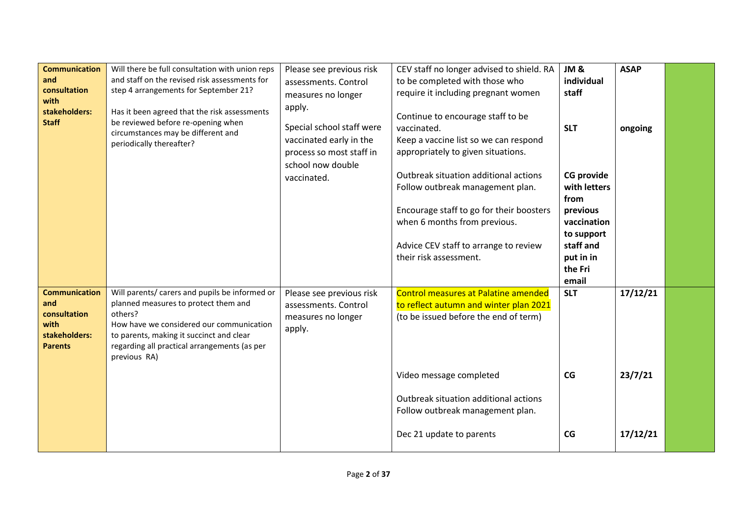| **Communication and consultation with stakeholders: Staff** | Will there be full consultation with union reps and staff on the revised risk assessments for step 4 arrangements for September 21?<br><br>Has it been agreed that the risk assessments be reviewed before re-opening when circumstances may be different and periodically thereafter? | Please see previous risk assessments. Control measures no longer apply.<br><br>Special school staff were vaccinated early in the process so most staff in school now double vaccinated. | CEV staff no longer advised to shield. RA to be completed with those who require it including pregnant women<br><br>Continue to encourage staff to be vaccinated.<br>Keep a vaccine list so we can respond appropriately to given situations.<br><br>Outbreak situation additional actions Follow outbreak management plan.<br><br>Encourage staff to go for their boosters when 6 months from previous.<br><br>Advice CEV staff to arrange to review their risk assessment. | **JM & individual staff**<br><br>**SLT**<br><br>**CG provide with letters from previous vaccination to support staff and put in in the Fri email** | **ASAP**<br><br>**ongoing** | |
|---|---|---|---|---|---|---|
| **Communication and consultation with stakeholders: Parents** | Will parents/ carers and pupils be informed or planned measures to protect them and others?<br>How have we considered our communication to parents, making it succinct and clear regarding all practical arrangements (as per previous RA) | Please see previous risk assessments. Control measures no longer apply. | Control measures at Palatine amended to reflect autumn and winter plan 2021 (to be issued before the end of term)<br><br>Video message completed<br><br>Outbreak situation additional actions Follow outbreak management plan.<br><br>Dec 21 update to parents | **SLT**<br><br>**CG**<br><br>**CG** | **17/12/21**<br><br>**23/7/21**<br><br>**17/12/21** | |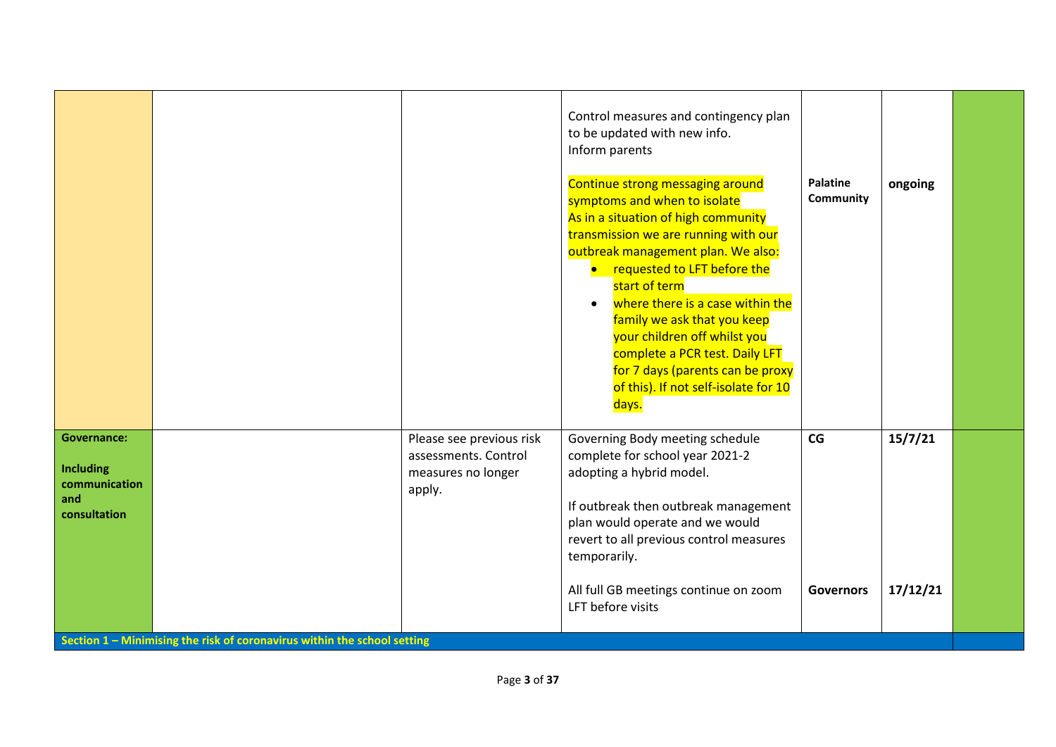| | | | | | | |
|---|---|---|---|---|---|---|
| | | | Control measures and contingency plan to be updated with new info.<br>Inform parents<br><br>Continue strong messaging around symptoms and when to isolate<br>As in a situation of high community transmission we are running with our outbreak management plan. We also:<br>• requested to LFT before the start of term<br>• where there is a case within the family we ask that you keep your children off whilst you complete a PCR test. Daily LFT for 7 days (parents can be proxy of this). If not self-isolate for 10 days. | **Palatine Community** | **ongoing** | |
| **Governance:**<br><br>**Including communication and consultation** | | Please see previous risk assessments. Control measures no longer apply. | Governing Body meeting schedule complete for school year 2021-2 adopting a hybrid model.<br><br>If outbreak then outbreak management plan would operate and we would revert to all previous control measures temporarily.<br><br>All full GB meetings continue on zoom<br>LFT before visits | **CG**<br><br><br><br><br><br>**Governors** | **15/7/21**<br><br><br><br><br><br>**17/12/21** | |
| **Section 1 – Minimising the risk of coronavirus within the school setting** | | | | | | |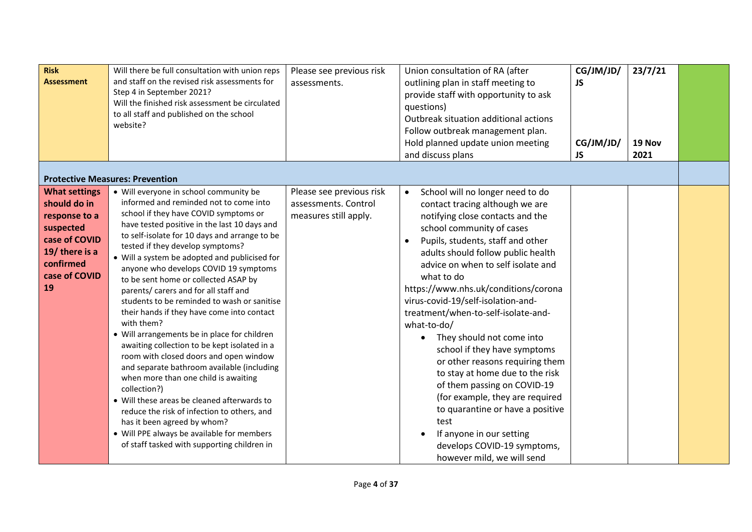| | | | | | | |
|---|---|---|---|---|---|---|
| **Risk Assessment** | Will there be full consultation with union reps and staff on the revised risk assessments for Step 4 in September 2021?<br>Will the finished risk assessment be circulated to all staff and published on the school website? | Please see previous risk assessments. | Union consultation of RA (after outlining plan in staff meeting to provide staff with opportunity to ask questions)<br>Outbreak situation additional actions<br>Follow outbreak management plan.<br>Hold planned update union meeting and discuss plans | **CG/JM/JD/JS**<br><br><br><br>**CG/JM/JD/JS** | **23/7/21**<br><br><br><br>**19 Nov 2021** | |
| **Protective Measures: Prevention** | | | | | | |
| **What settings should do in response to a suspected case of COVID 19/ there is a confirmed case of COVID 19** | • Will everyone in school community be informed and reminded not to come into school if they have COVID symptoms or have tested positive in the last 10 days and to self-isolate for 10 days and arrange to be tested if they develop symptoms?<br>• Will a system be adopted and publicised for anyone who develops COVID 19 symptoms to be sent home or collected ASAP by parents/ carers and for all staff and students to be reminded to wash or sanitise their hands if they have come into contact with them?<br>• Will arrangements be in place for children awaiting collection to be kept isolated in a room with closed doors and open window and separate bathroom available (including when more than one child is awaiting collection?)<br>• Will these areas be cleaned afterwards to reduce the risk of infection to others, and has it been agreed by whom?<br>• Will PPE always be available for members of staff tasked with supporting children in | Please see previous risk assessments. Control measures still apply. | • School will no longer need to do contact tracing although we are notifying close contacts and the school community of cases<br>• Pupils, students, staff and other adults should follow public health advice on when to self isolate and what to do<br>https://www.nhs.uk/conditions/coronavirus-covid-19/self-isolation-and-treatment/when-to-self-isolate-and-what-to-do/<br>• They should not come into school if they have symptoms or other reasons requiring them to stay at home due to the risk of them passing on COVID-19 (for example, they are required to quarantine or have a positive test<br>• If anyone in our setting develops COVID-19 symptoms, however mild, we will send | | | |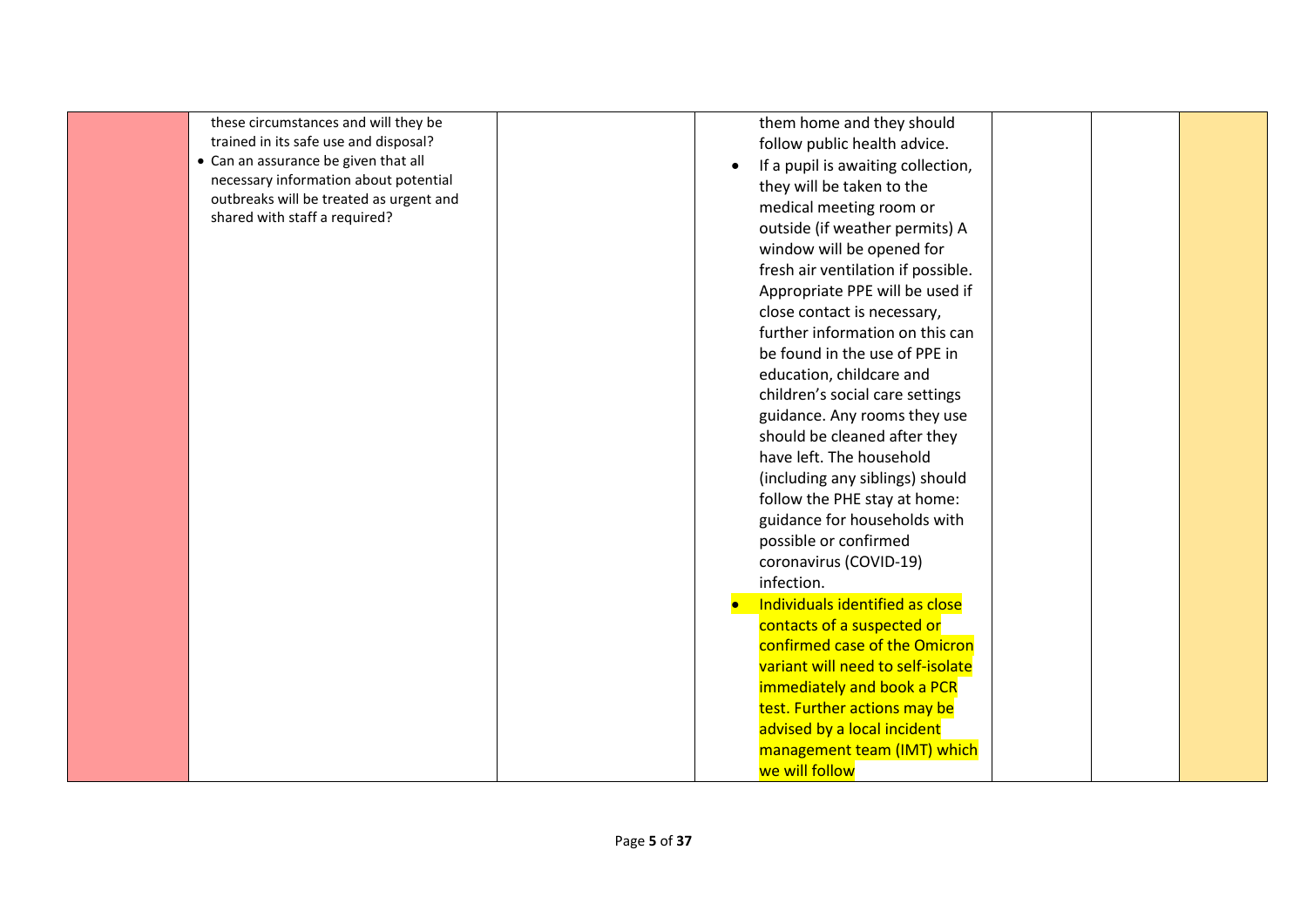| | | | | | | |
|---|---|---|---|---|---|---|
| | these circumstances and will they be trained in its safe use and disposal?<br>• Can an assurance be given that all necessary information about potential outbreaks will be treated as urgent and shared with staff a required? | | them home and they should follow public health advice.<br>• If a pupil is awaiting collection, they will be taken to the medical meeting room or outside (if weather permits) A window will be opened for fresh air ventilation if possible. Appropriate PPE will be used if close contact is necessary, further information on this can be found in the use of PPE in education, childcare and children's social care settings guidance. Any rooms they use should be cleaned after they have left. The household (including any siblings) should follow the PHE stay at home: guidance for households with possible or confirmed coronavirus (COVID-19) infection.<br>• Individuals identified as close contacts of a suspected or confirmed case of the Omicron variant will need to self-isolate immediately and book a PCR test. Further actions may be advised by a local incident management team (IMT) which we will follow | | | |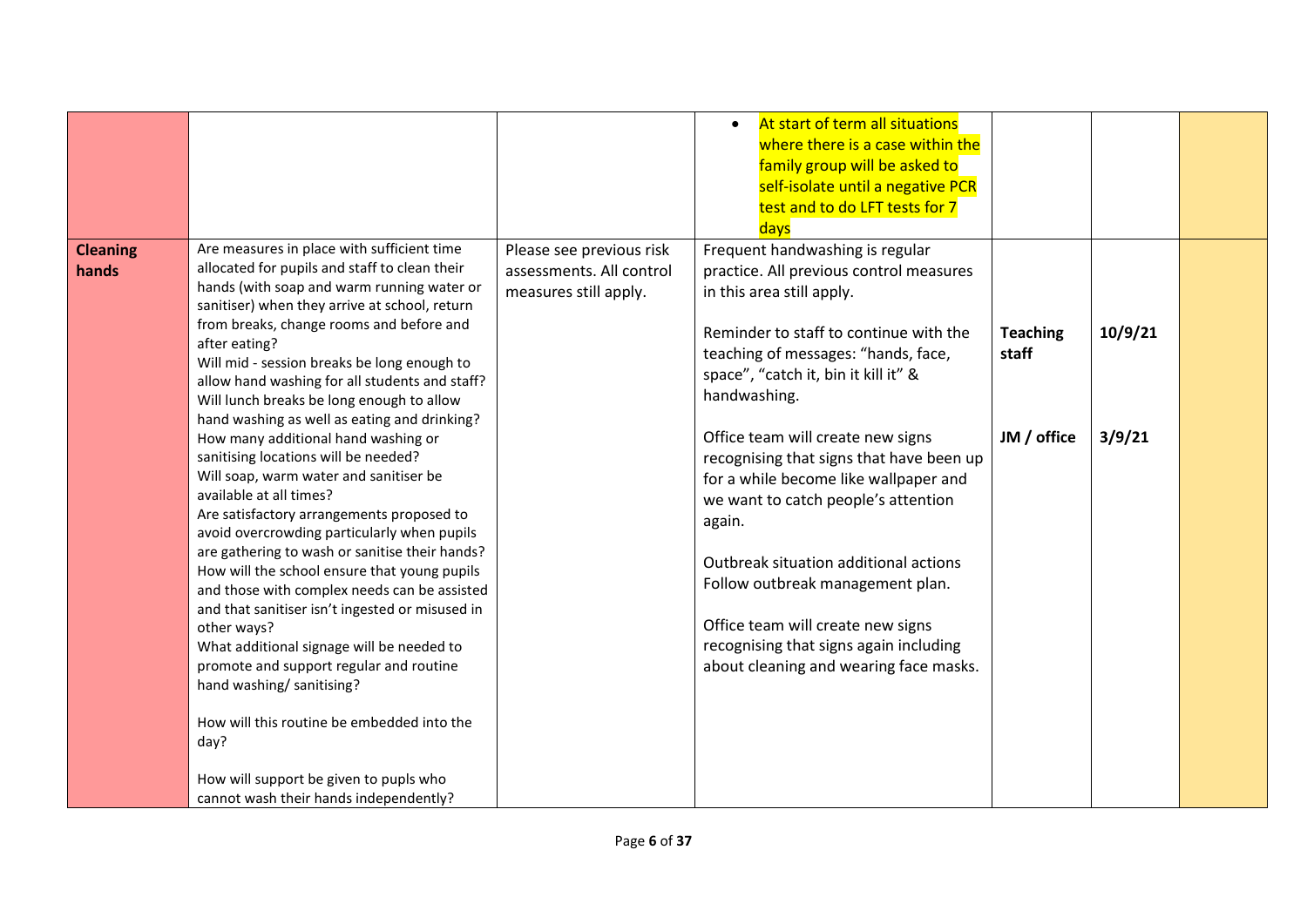| | | | | | | |
|---|---|---|---|---|---|---|
| | | | • At start of term all situations where there is a case within the family group will be asked to self-isolate until a negative PCR test and to do LFT tests for 7 days | | | |
| **Cleaning hands** | Are measures in place with sufficient time allocated for pupils and staff to clean their hands (with soap and warm running water or sanitiser) when they arrive at school, return from breaks, change rooms and before and after eating?<br>Will mid - session breaks be long enough to allow hand washing for all students and staff?<br>Will lunch breaks be long enough to allow hand washing as well as eating and drinking?<br>How many additional hand washing or sanitising locations will be needed?<br>Will soap, warm water and sanitiser be available at all times?<br>Are satisfactory arrangements proposed to avoid overcrowding particularly when pupils are gathering to wash or sanitise their hands?<br>How will the school ensure that young pupils and those with complex needs can be assisted and that sanitiser isn't ingested or misused in other ways?<br>What additional signage will be needed to promote and support regular and routine hand washing/ sanitising?<br><br>How will this routine be embedded into the day?<br><br>How will support be given to pupls who cannot wash their hands independently? | Please see previous risk assessments. All control measures still apply. | Frequent handwashing is regular practice. All previous control measures in this area still apply.<br><br>Reminder to staff to continue with the teaching of messages: "hands, face, space", "catch it, bin it kill it" & handwashing.<br><br>Office team will create new signs recognising that signs that have been up for a while become like wallpaper and we want to catch people's attention again.<br><br>Outbreak situation additional actions Follow outbreak management plan.<br><br>Office team will create new signs recognising that signs again including about cleaning and wearing face masks. | <br><br><br>**Teaching staff**<br><br><br>**JM / office** | <br><br><br>**10/9/21**<br><br><br>**3/9/21** | |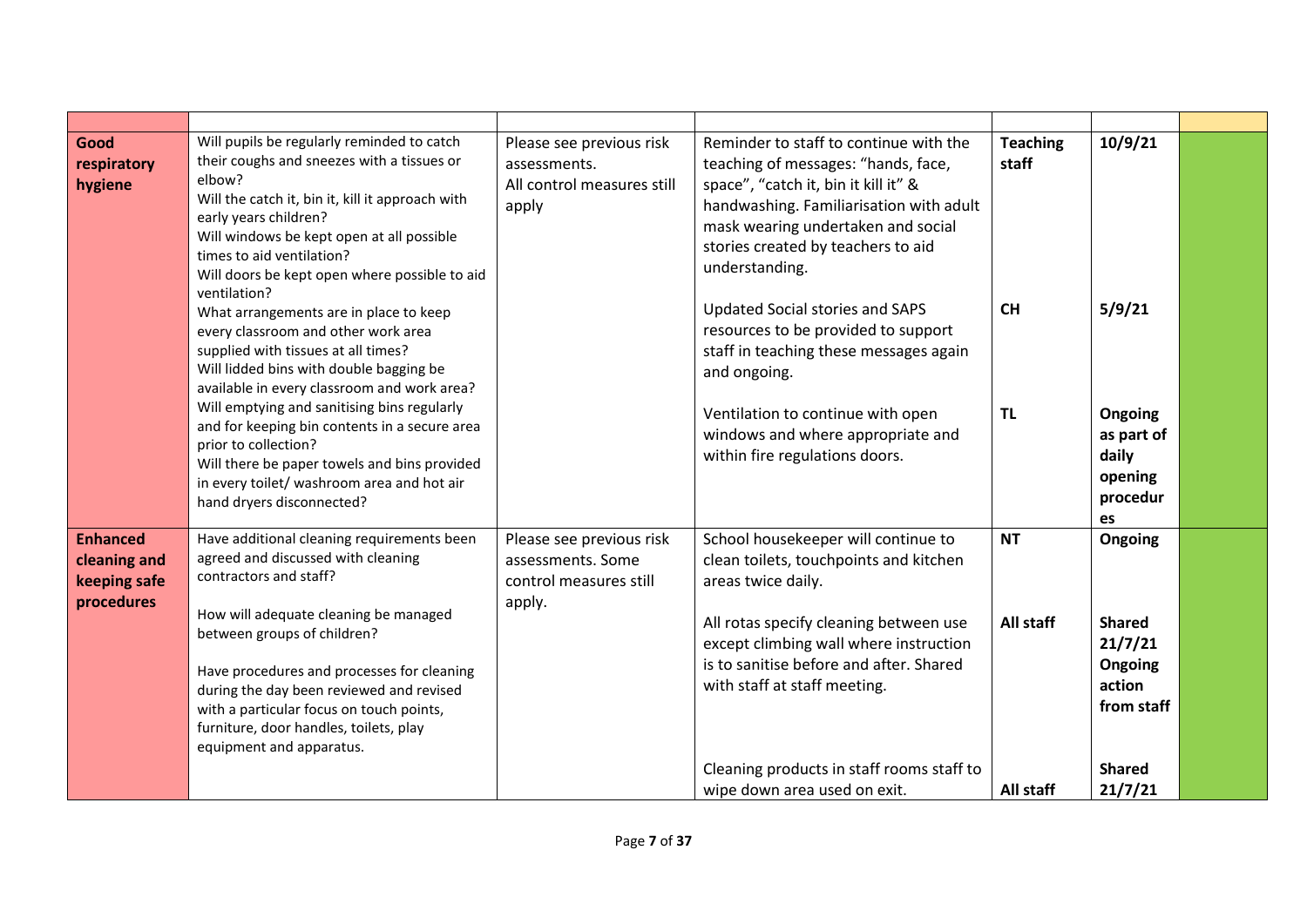| | | | | | | |
|---|---|---|---|---|---|---|
| **Good respiratory hygiene** | Will pupils be regularly reminded to catch their coughs and sneezes with a tissues or elbow?<br>Will the catch it, bin it, kill it approach with early years children?<br>Will windows be kept open at all possible times to aid ventilation?<br>Will doors be kept open where possible to aid ventilation?<br>What arrangements are in place to keep every classroom and other work area supplied with tissues at all times?<br>Will lidded bins with double bagging be available in every classroom and work area?<br>Will emptying and sanitising bins regularly and for keeping bin contents in a secure area prior to collection?<br>Will there be paper towels and bins provided in every toilet/ washroom area and hot air hand dryers disconnected? | Please see previous risk assessments.<br>All control measures still apply | Reminder to staff to continue with the teaching of messages: "hands, face, space", "catch it, bin it kill it" & handwashing. Familiarisation with adult mask wearing undertaken and social stories created by teachers to aid understanding.<br><br>Updated Social stories and SAPS resources to be provided to support staff in teaching these messages again and ongoing.<br><br>Ventilation to continue with open windows and where appropriate and within fire regulations doors. | **Teaching staff**<br><br>**CH**<br><br>**TL** | **10/9/21**<br><br>**5/9/21**<br><br>**Ongoing as part of daily opening procedures** | |
| **Enhanced cleaning and keeping safe procedures** | Have additional cleaning requirements been agreed and discussed with cleaning contractors and staff?<br><br>How will adequate cleaning be managed between groups of children?<br><br>Have procedures and processes for cleaning during the day been reviewed and revised with a particular focus on touch points, furniture, door handles, toilets, play equipment and apparatus. | Please see previous risk assessments. Some control measures still apply. | School housekeeper will continue to clean toilets, touchpoints and kitchen areas twice daily.<br><br>All rotas specify cleaning between use except climbing wall where instruction is to sanitise before and after. Shared with staff at staff meeting.<br><br>Cleaning products in staff rooms staff to wipe down area used on exit. | **NT**<br><br>**All staff**<br><br>**All staff** | **Ongoing**<br><br>**Shared 21/7/21 Ongoing action from staff**<br><br>**Shared 21/7/21** | |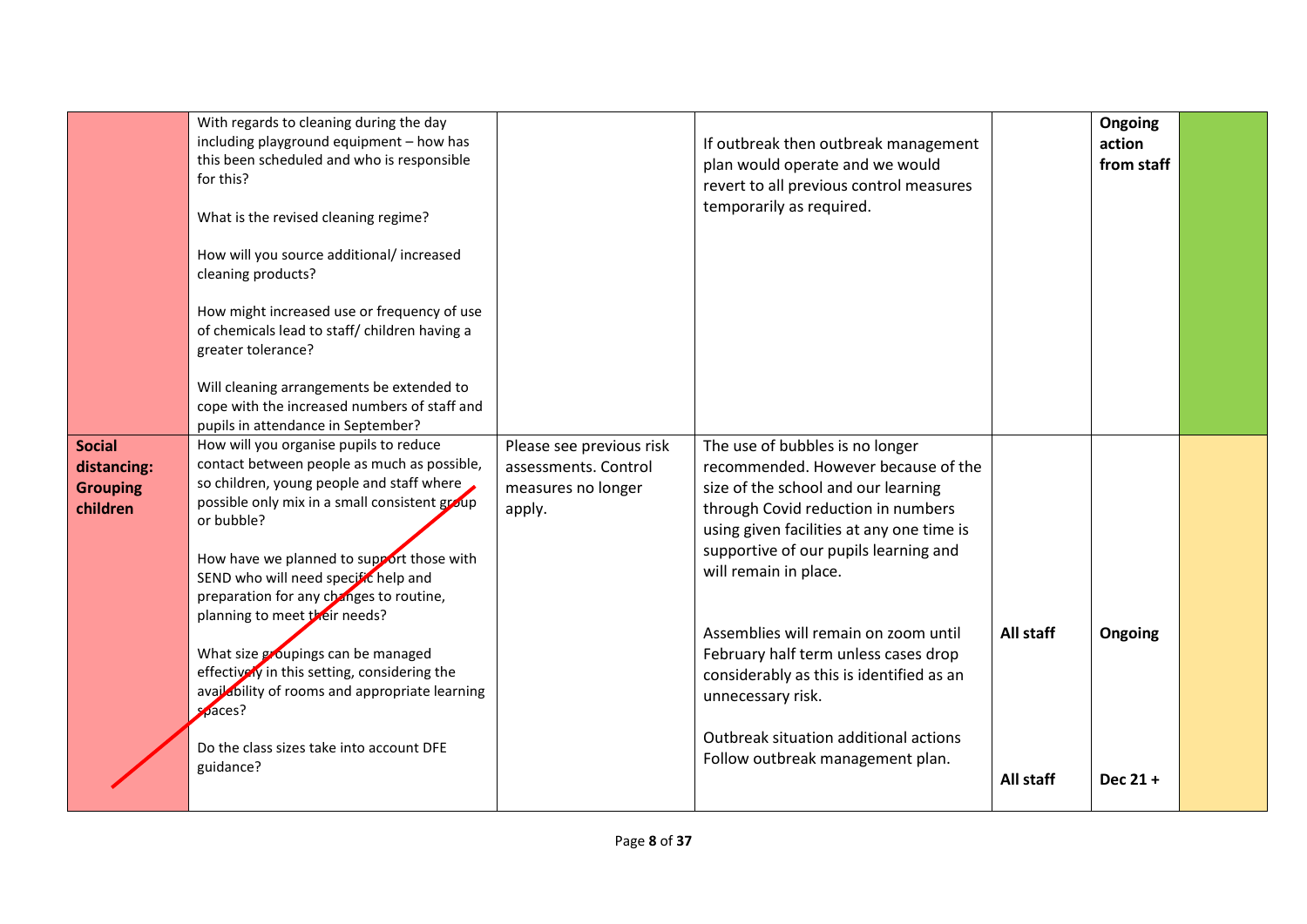| | | | | | | |
|---|---|---|---|---|---|---|
| | With regards to cleaning during the day including playground equipment – how has this been scheduled and who is responsible for this?<br><br>What is the revised cleaning regime?<br><br>How will you source additional/ increased cleaning products?<br><br>How might increased use or frequency of use of chemicals lead to staff/ children having a greater tolerance?<br><br>Will cleaning arrangements be extended to cope with the increased numbers of staff and pupils in attendance in September? | | If outbreak then outbreak management plan would operate and we would revert to all previous control measures temporarily as required. | | **Ongoing action from staff** | |
| **Social distancing: Grouping children** | How will you organise pupils to reduce contact between people as much as possible, so children, young people and staff where possible only mix in a small consistent group or bubble?<br><br>How have we planned to support those with SEND who will need specific help and preparation for any changes to routine, planning to meet their needs?<br><br>What size groupings can be managed effectively in this setting, considering the availability of rooms and appropriate learning spaces?<br><br>Do the class sizes take into account DFE guidance? | Please see previous risk assessments. Control measures no longer apply. | The use of bubbles is no longer recommended. However because of the size of the school and our learning through Covid reduction in numbers using given facilities at any one time is supportive of our pupils learning and will remain in place.<br><br>Assemblies will remain on zoom until February half term unless cases drop considerably as this is identified as an unnecessary risk.<br><br>Outbreak situation additional actions Follow outbreak management plan. | **All staff**<br><br>**All staff** | **Ongoing**<br><br>**Dec 21 +** | |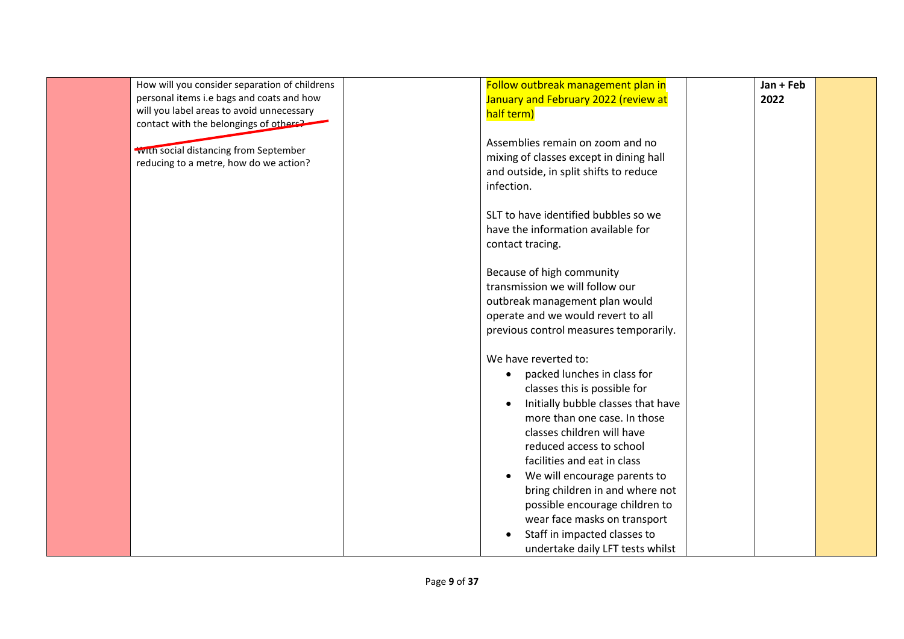|  |  |  |  |  |  |  |
|---|---|---|---|---|---|---|
|  | ~~How will you consider separation of childrens personal items i.e bags and coats and how will you label areas to avoid unnecessary contact with the belongings of others?~~<br><br>With social distancing from September reducing to a metre, how do we action? |  | Follow outbreak management plan in January and February 2022 (review at half term)<br><br>Assemblies remain on zoom and no mixing of classes except in dining hall and outside, in split shifts to reduce infection.<br><br>SLT to have identified bubbles so we have the information available for contact tracing.<br><br>Because of high community transmission we will follow our outbreak management plan would operate and we would revert to all previous control measures temporarily.<br><br>We have reverted to:<br>• packed lunches in class for classes this is possible for<br>• Initially bubble classes that have more than one case. In those classes children will have reduced access to school facilities and eat in class<br>• We will encourage parents to bring children in and where not possible encourage children to wear face masks on transport<br>• Staff in impacted classes to undertake daily LFT tests whilst |  | **Jan + Feb 2022** |  |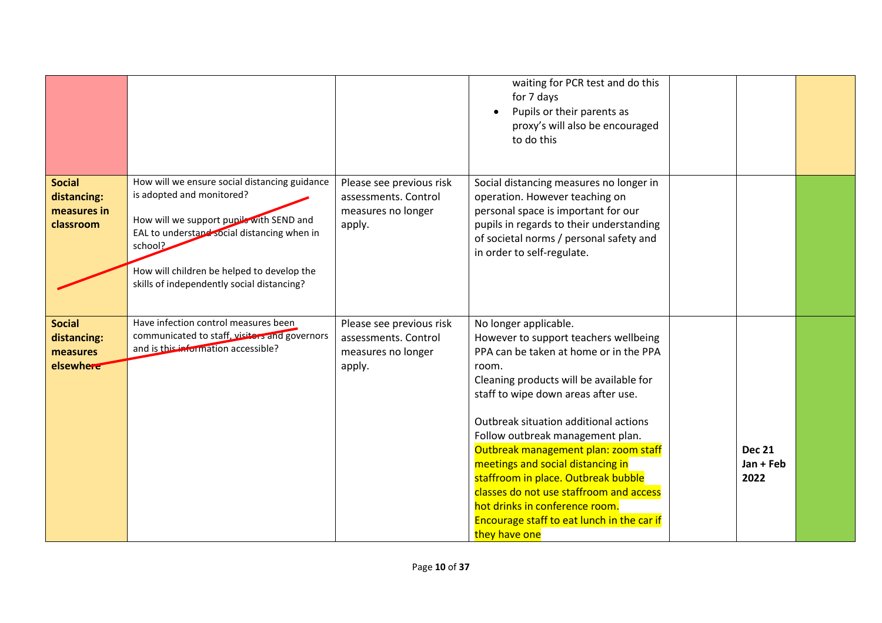| | | | | | | |
|---|---|---|---|---|---|---|
| | | | waiting for PCR test and do this for 7 days<br>• Pupils or their parents as proxy's will also be encouraged to do this | | | |
| **Social distancing: measures in classroom** | How will we ensure social distancing guidance is adopted and monitored?<br><br>How will we support pupils with SEND and EAL to understand social distancing when in school?<br><br>How will children be helped to develop the skills of independently social distancing? | Please see previous risk assessments. Control measures no longer apply. | Social distancing measures no longer in operation. However teaching on personal space is important for our pupils in regards to their understanding of societal norms / personal safety and in order to self-regulate. | | | |
| **Social distancing: measures elsewhere** | Have infection control measures been communicated to staff, visitors and governors and is this information accessible? | Please see previous risk assessments. Control measures no longer apply. | No longer applicable.<br>However to support teachers wellbeing PPA can be taken at home or in the PPA room.<br>Cleaning products will be available for staff to wipe down areas after use.<br><br>Outbreak situation additional actions<br>Follow outbreak management plan.<br>Outbreak management plan: zoom staff meetings and social distancing in staffroom in place. Outbreak bubble classes do not use staffroom and access hot drinks in conference room.<br>Encourage staff to eat lunch in the car if they have one | | **Dec 21 Jan + Feb 2022** | |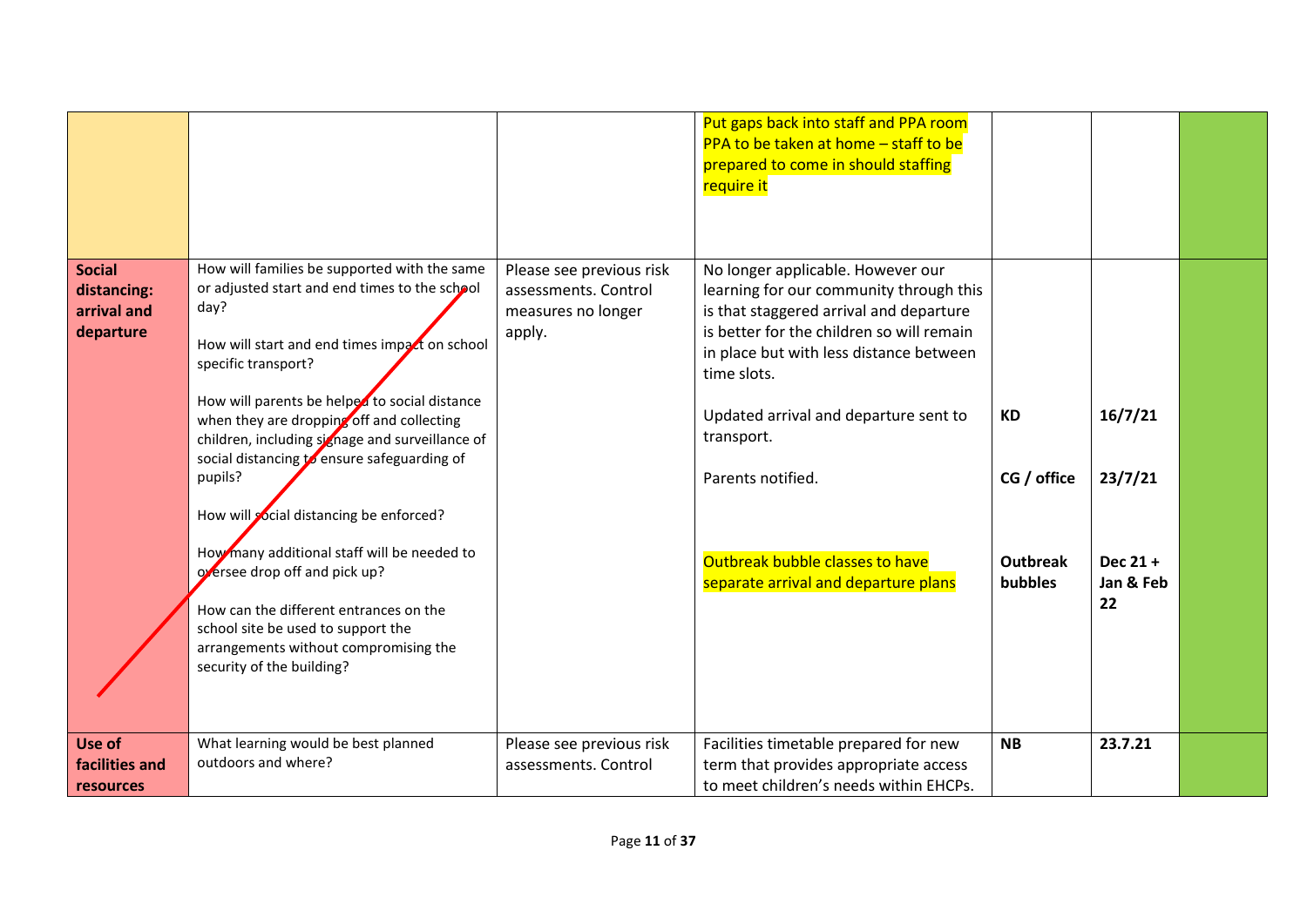| | | | | | | |
|---|---|---|---|---|---|---|
| | | | Put gaps back into staff and PPA room PPA to be taken at home – staff to be prepared to come in should staffing require it | | | |
| **Social distancing: arrival and departure** | How will families be supported with the same or adjusted start and end times to the school day?<br><br>How will start and end times impact on school specific transport?<br><br>How will parents be helped to social distance when they are dropping off and collecting children, including signage and surveillance of social distancing to ensure safeguarding of pupils?<br><br>How will social distancing be enforced?<br><br>How many additional staff will be needed to oversee drop off and pick up?<br><br>How can the different entrances on the school site be used to support the arrangements without compromising the security of the building? | Please see previous risk assessments. Control measures no longer apply. | No longer applicable. However our learning for our community through this is that staggered arrival and departure is better for the children so will remain in place but with less distance between time slots.<br><br>Updated arrival and departure sent to transport.<br><br>Parents notified.<br><br>Outbreak bubble classes to have separate arrival and departure plans | **KD**<br><br>**CG / office**<br><br>**Outbreak bubbles** | **16/7/21**<br><br>**23/7/21**<br><br>**Dec 21 + Jan & Feb 22** | |
| **Use of facilities and resources** | What learning would be best planned outdoors and where? | Please see previous risk assessments. Control | Facilities timetable prepared for new term that provides appropriate access to meet children's needs within EHCPs. | **NB** | **23.7.21** | |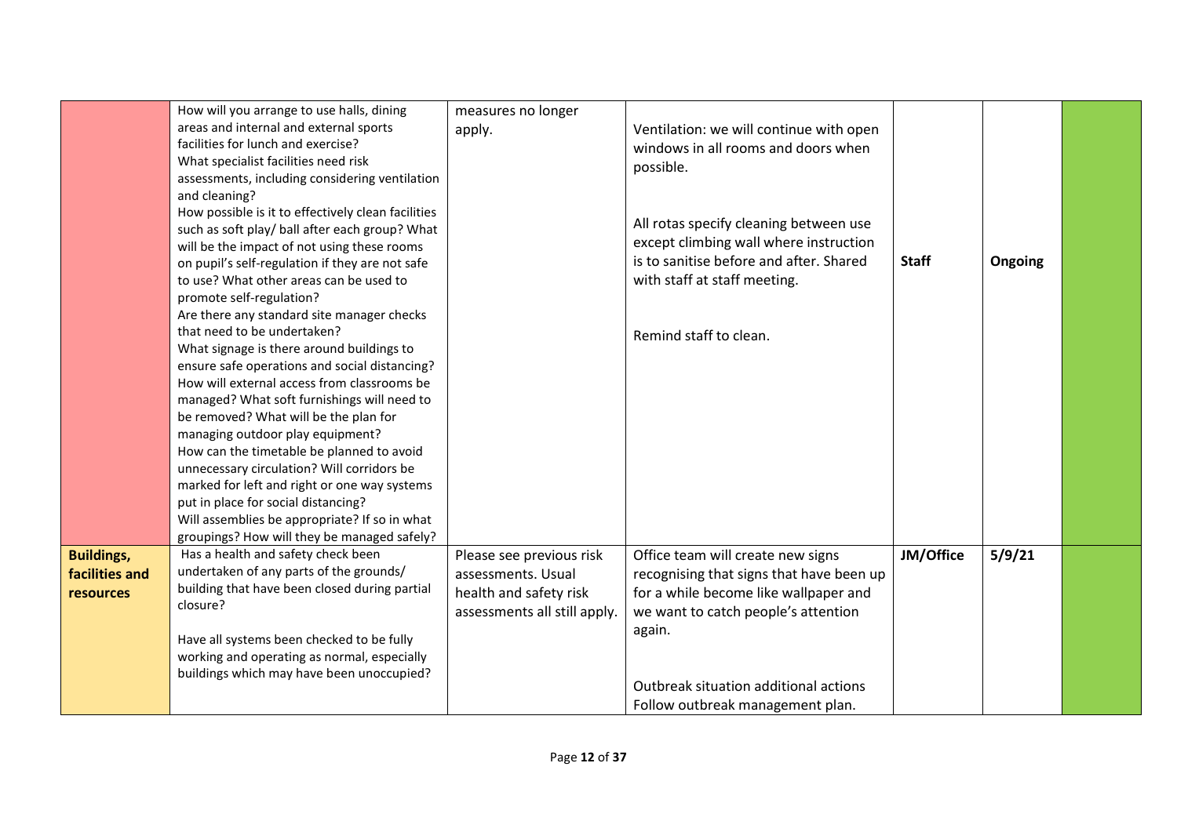| | | | | | | |
|---|---|---|---|---|---|---|
| | How will you arrange to use halls, dining areas and internal and external sports facilities for lunch and exercise?<br>What specialist facilities need risk assessments, including considering ventilation and cleaning?<br>How possible is it to effectively clean facilities such as soft play/ ball after each group? What will be the impact of not using these rooms on pupil's self-regulation if they are not safe to use? What other areas can be used to promote self-regulation?<br>Are there any standard site manager checks that need to be undertaken?<br>What signage is there around buildings to ensure safe operations and social distancing?<br>How will external access from classrooms be managed? What soft furnishings will need to be removed? What will be the plan for managing outdoor play equipment?<br>How can the timetable be planned to avoid unnecessary circulation? Will corridors be marked for left and right or one way systems put in place for social distancing?<br>Will assemblies be appropriate? If so in what groupings? How will they be managed safely? | measures no longer apply. | Ventilation: we will continue with open windows in all rooms and doors when possible.<br><br>All rotas specify cleaning between use except climbing wall where instruction is to sanitise before and after. Shared with staff at staff meeting.<br><br>Remind staff to clean. | **Staff** | **Ongoing** | |
| **Buildings, facilities and resources** | Has a health and safety check been undertaken of any parts of the grounds/ building that have been closed during partial closure?<br><br>Have all systems been checked to be fully working and operating as normal, especially buildings which may have been unoccupied? | Please see previous risk assessments. Usual health and safety risk assessments all still apply. | Office team will create new signs recognising that signs that have been up for a while become like wallpaper and we want to catch people's attention again.<br><br>Outbreak situation additional actions<br>Follow outbreak management plan. | **JM/Office** | **5/9/21** | |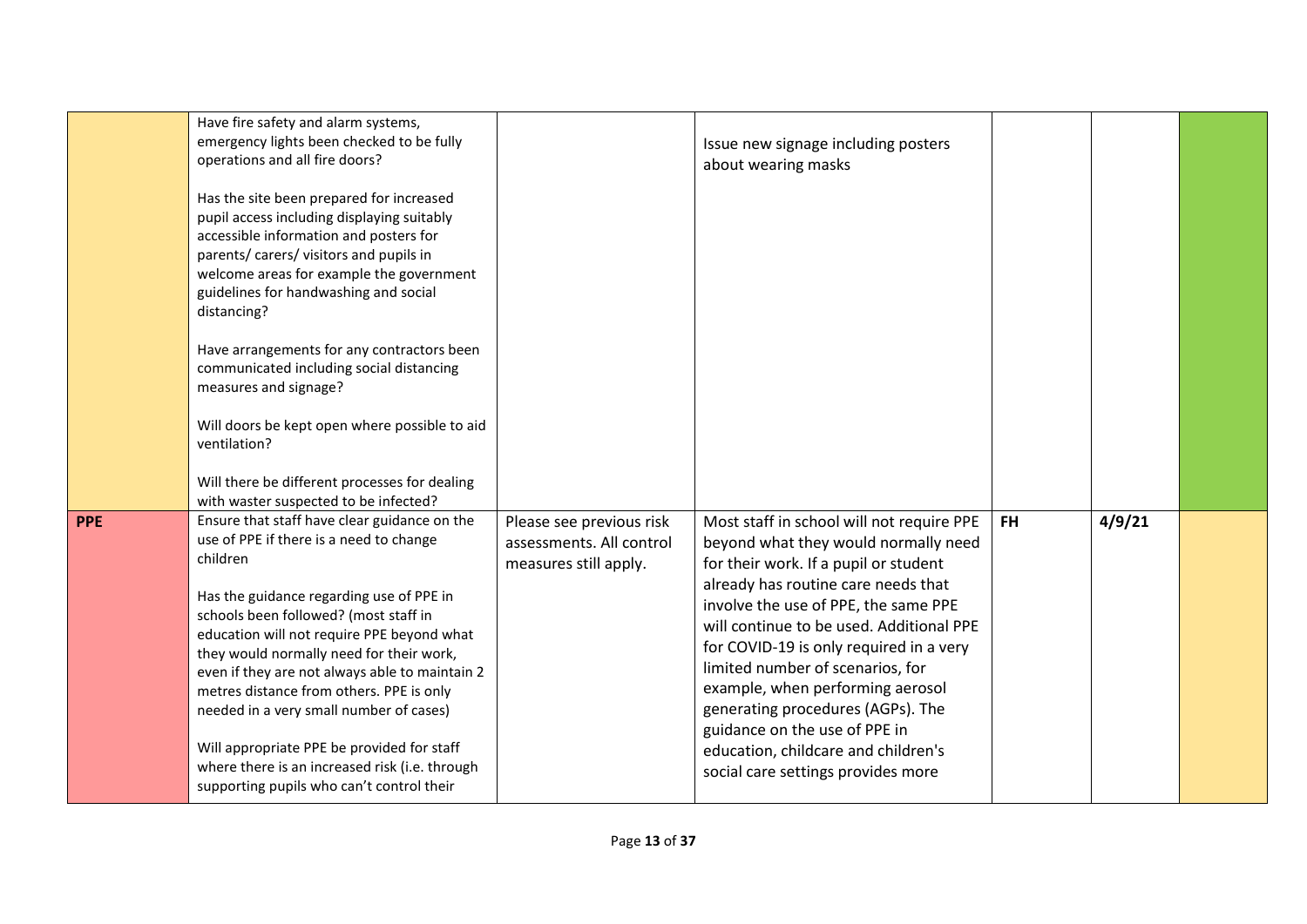| | | | | | | |
|---|---|---|---|---|---|---|
| | Have fire safety and alarm systems, emergency lights been checked to be fully operations and all fire doors?<br><br>Has the site been prepared for increased pupil access including displaying suitably accessible information and posters for parents/ carers/ visitors and pupils in welcome areas for example the government guidelines for handwashing and social distancing?<br><br>Have arrangements for any contractors been communicated including social distancing measures and signage?<br><br>Will doors be kept open where possible to aid ventilation?<br><br>Will there be different processes for dealing with waster suspected to be infected? | | Issue new signage including posters about wearing masks | | | |
| **PPE** | Ensure that staff have clear guidance on the use of PPE if there is a need to change children<br><br>Has the guidance regarding use of PPE in schools been followed? (most staff in education will not require PPE beyond what they would normally need for their work, even if they are not always able to maintain 2 metres distance from others. PPE is only needed in a very small number of cases)<br><br>Will appropriate PPE be provided for staff where there is an increased risk (i.e. through supporting pupils who can't control their | Please see previous risk assessments. All control measures still apply. | Most staff in school will not require PPE beyond what they would normally need for their work. If a pupil or student already has routine care needs that involve the use of PPE, the same PPE will continue to be used. Additional PPE for COVID-19 is only required in a very limited number of scenarios, for example, when performing aerosol generating procedures (AGPs). The guidance on the use of PPE in education, childcare and children's social care settings provides more | **FH** | **4/9/21** | |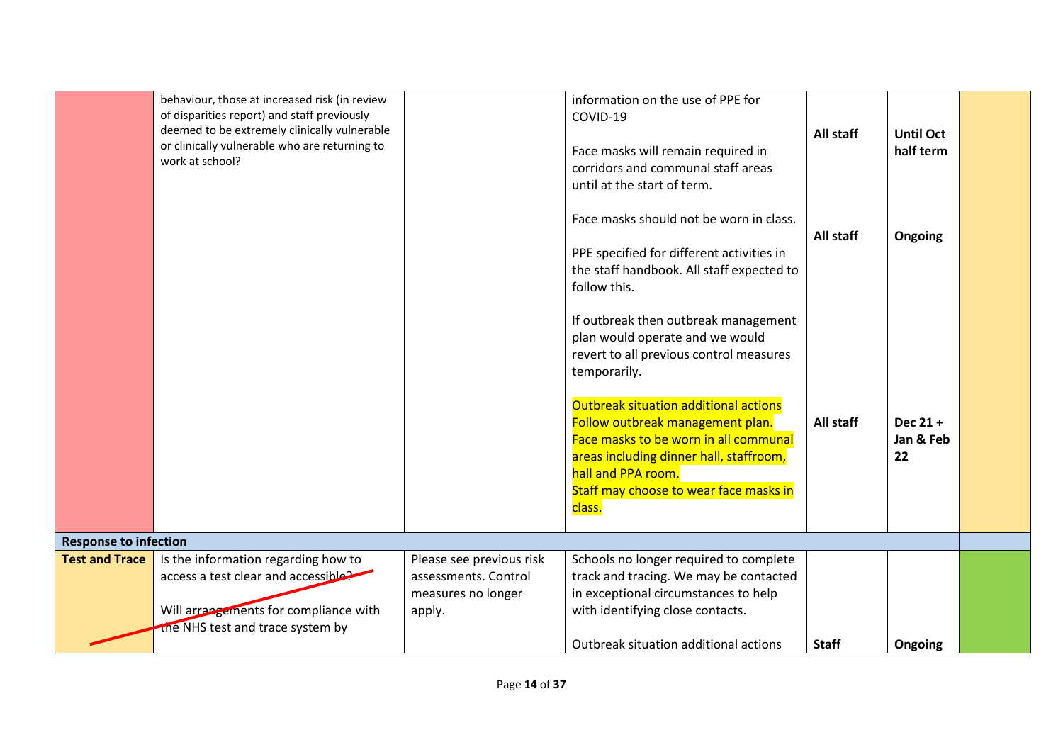| | | | | | | |
|---|---|---|---|---|---|---|
| | behaviour, those at increased risk (in review of disparities report) and staff previously deemed to be extremely clinically vulnerable or clinically vulnerable who are returning to work at school? | | information on the use of PPE for COVID-19<br><br>Face masks will remain required in corridors and communal staff areas until at the start of term.<br><br>Face masks should not be worn in class.<br><br>PPE specified for different activities in the staff handbook. All staff expected to follow this.<br><br>If outbreak then outbreak management plan would operate and we would revert to all previous control measures temporarily.<br><br>Outbreak situation additional actions<br>Follow outbreak management plan.<br>Face masks to be worn in all communal areas including dinner hall, staffroom, hall and PPA room.<br>Staff may choose to wear face masks in class. | **All staff**<br><br>**All staff**<br><br>**All staff** | **Until Oct half term**<br><br>**Ongoing**<br><br>**Dec 21 + Jan & Feb 22** | |
| **Response to infection** | | | | | | |
| **Test and Trace** | Is the information regarding how to access a test clear and accessible?<br><br>Will arrangements for compliance with the NHS test and trace system by | Please see previous risk assessments. Control measures no longer apply. | Schools no longer required to complete track and tracing. We may be contacted in exceptional circumstances to help with identifying close contacts.<br><br>Outbreak situation additional actions | **Staff** | **Ongoing** | |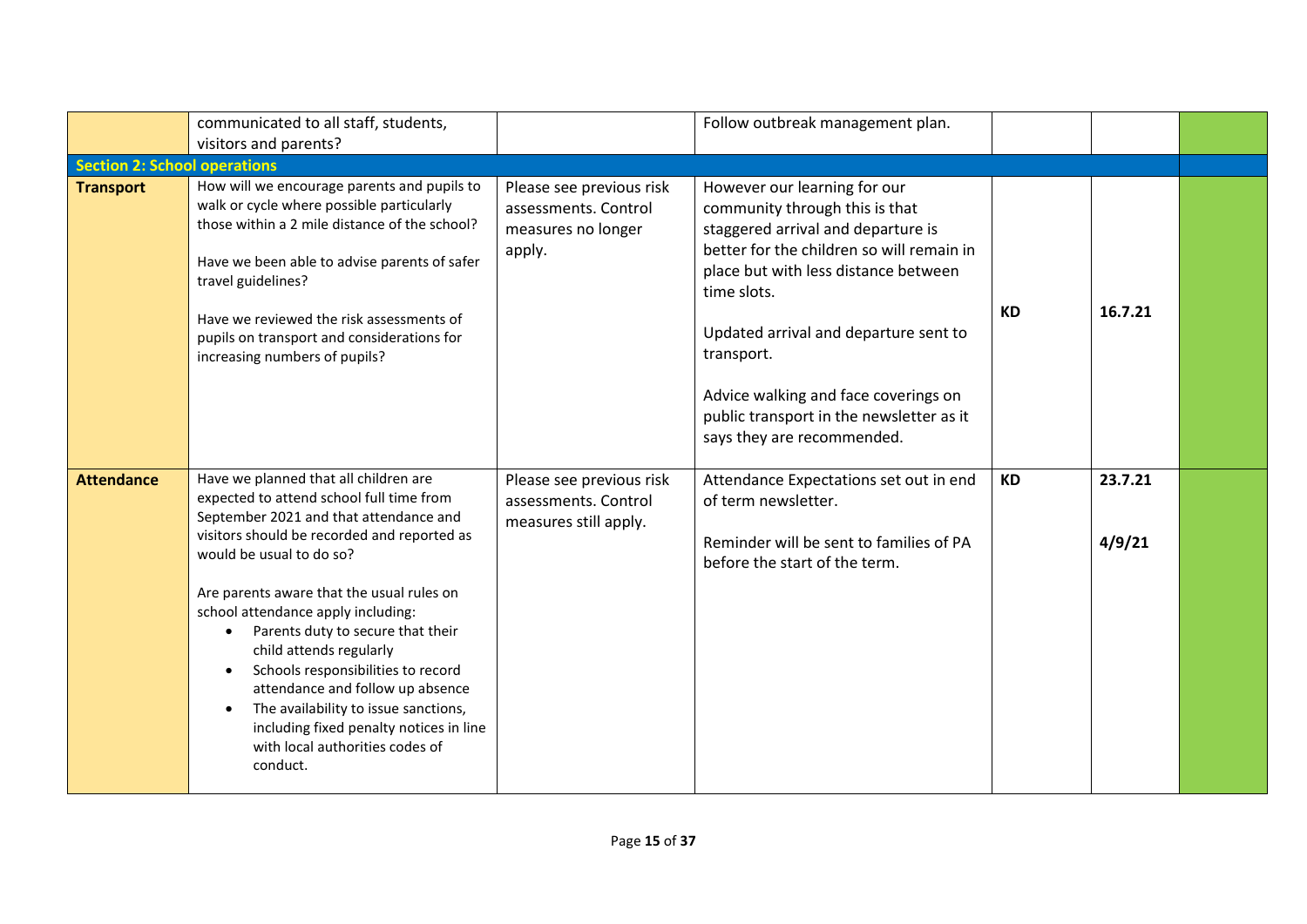| | | | | | | |
|---|---|---|---|---|---|---|
| | communicated to all staff, students, visitors and parents? | | Follow outbreak management plan. | | | |
| **Section 2: School operations** | | | | | | |
| **Transport** | How will we encourage parents and pupils to walk or cycle where possible particularly those within a 2 mile distance of the school?<br><br>Have we been able to advise parents of safer travel guidelines?<br><br>Have we reviewed the risk assessments of pupils on transport and considerations for increasing numbers of pupils? | Please see previous risk assessments. Control measures no longer apply. | However our learning for our community through this is that staggered arrival and departure is better for the children so will remain in place but with less distance between time slots.<br><br>Updated arrival and departure sent to transport.<br><br>Advice walking and face coverings on public transport in the newsletter as it says they are recommended. | **KD** | **16.7.21** | |
| **Attendance** | Have we planned that all children are expected to attend school full time from September 2021 and that attendance and visitors should be recorded and reported as would be usual to do so?<br><br>Are parents aware that the usual rules on school attendance apply including:<br>• Parents duty to secure that their child attends regularly<br>• Schools responsibilities to record attendance and follow up absence<br>• The availability to issue sanctions, including fixed penalty notices in line with local authorities codes of conduct. | Please see previous risk assessments. Control measures still apply. | Attendance Expectations set out in end of term newsletter.<br><br>Reminder will be sent to families of PA before the start of the term. | **KD** | **23.7.21**<br><br>**4/9/21** | |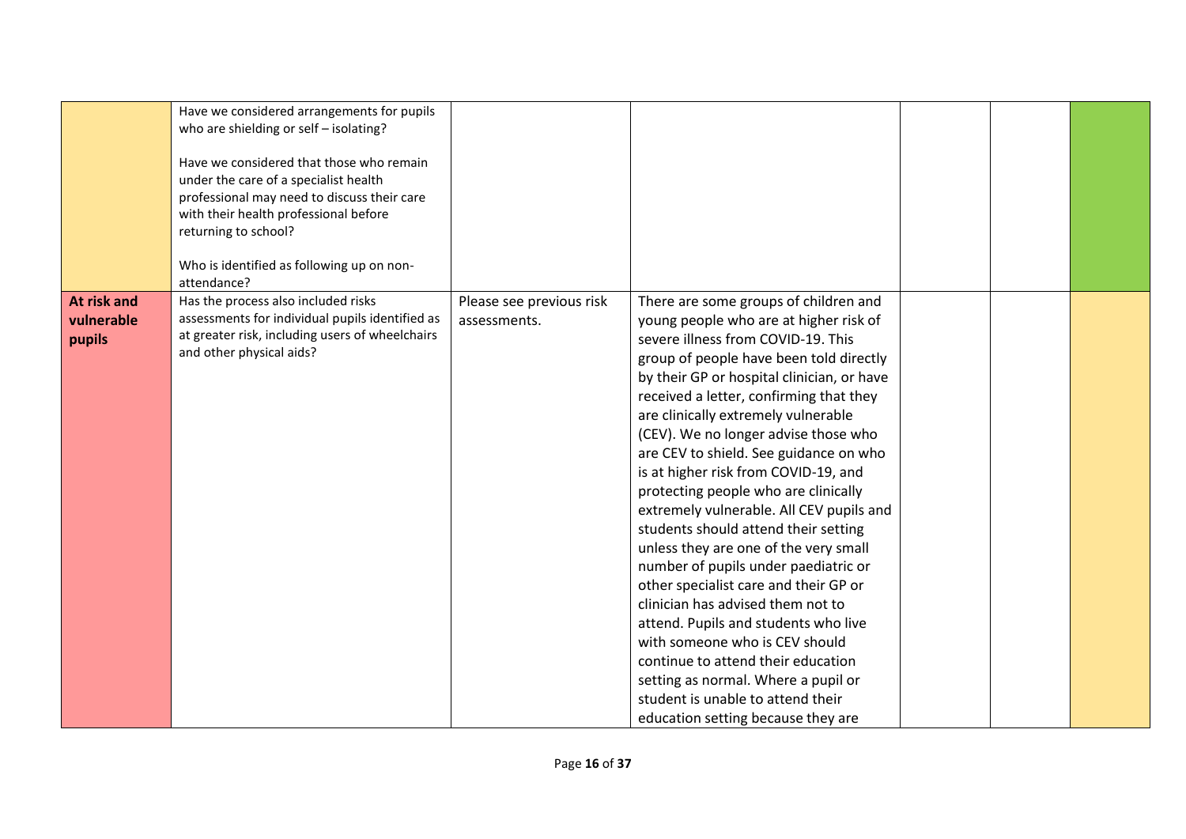| | | | | | | |
|---|---|---|---|---|---|---|
| | Have we considered arrangements for pupils who are shielding or self – isolating?<br><br>Have we considered that those who remain under the care of a specialist health professional may need to discuss their care with their health professional before returning to school?<br><br>Who is identified as following up on non-attendance? | | | | | |
| **At risk and vulnerable pupils** | Has the process also included risks assessments for individual pupils identified as at greater risk, including users of wheelchairs and other physical aids? | Please see previous risk assessments. | There are some groups of children and young people who are at higher risk of severe illness from COVID-19. This group of people have been told directly by their GP or hospital clinician, or have received a letter, confirming that they are clinically extremely vulnerable (CEV). We no longer advise those who are CEV to shield. See guidance on who is at higher risk from COVID-19, and protecting people who are clinically extremely vulnerable. All CEV pupils and students should attend their setting unless they are one of the very small number of pupils under paediatric or other specialist care and their GP or clinician has advised them not to attend. Pupils and students who live with someone who is CEV should continue to attend their education setting as normal. Where a pupil or student is unable to attend their education setting because they are | | | |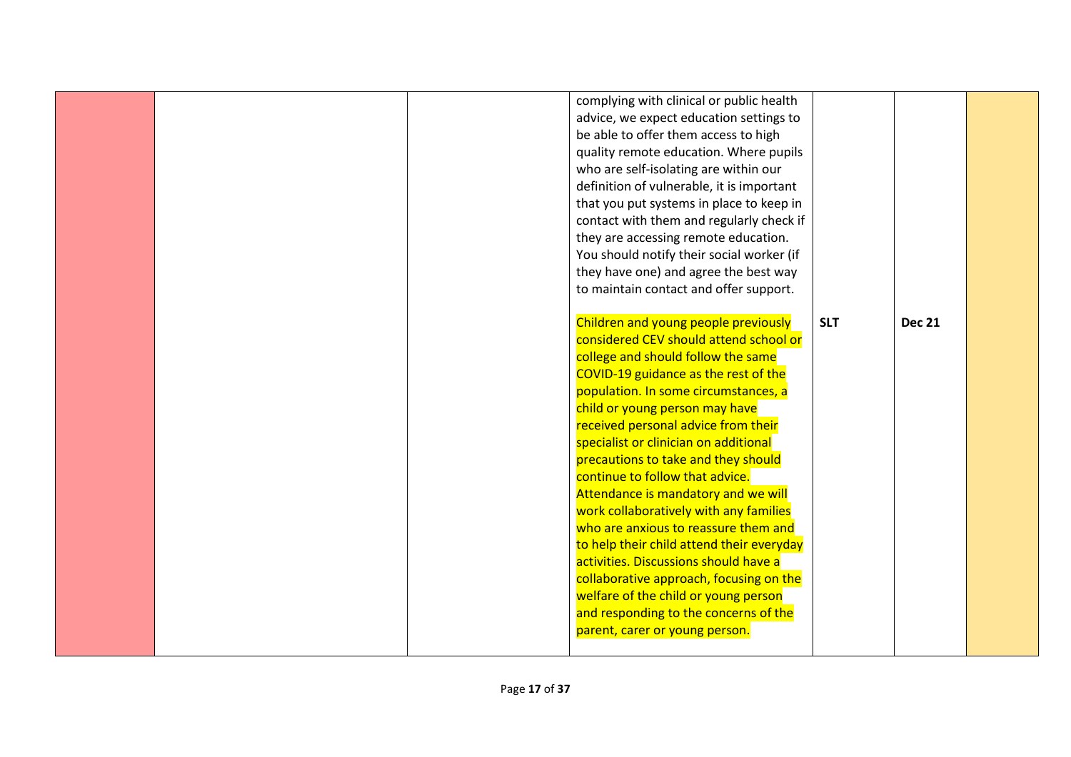|  |  |  |  |  |  |  |
|---|---|---|---|---|---|---|
|  |  |  | complying with clinical or public health advice, we expect education settings to be able to offer them access to high quality remote education. Where pupils who are self-isolating are within our definition of vulnerable, it is important that you put systems in place to keep in contact with them and regularly check if they are accessing remote education. You should notify their social worker (if they have one) and agree the best way to maintain contact and offer support. |  |  |  |
|  |  |  | Children and young people previously considered CEV should attend school or college and should follow the same COVID-19 guidance as the rest of the population. In some circumstances, a child or young person may have received personal advice from their specialist or clinician on additional precautions to take and they should continue to follow that advice. Attendance is mandatory and we will work collaboratively with any families who are anxious to reassure them and to help their child attend their everyday activities. Discussions should have a collaborative approach, focusing on the welfare of the child or young person and responding to the concerns of the parent, carer or young person. | **SLT** | **Dec 21** |  |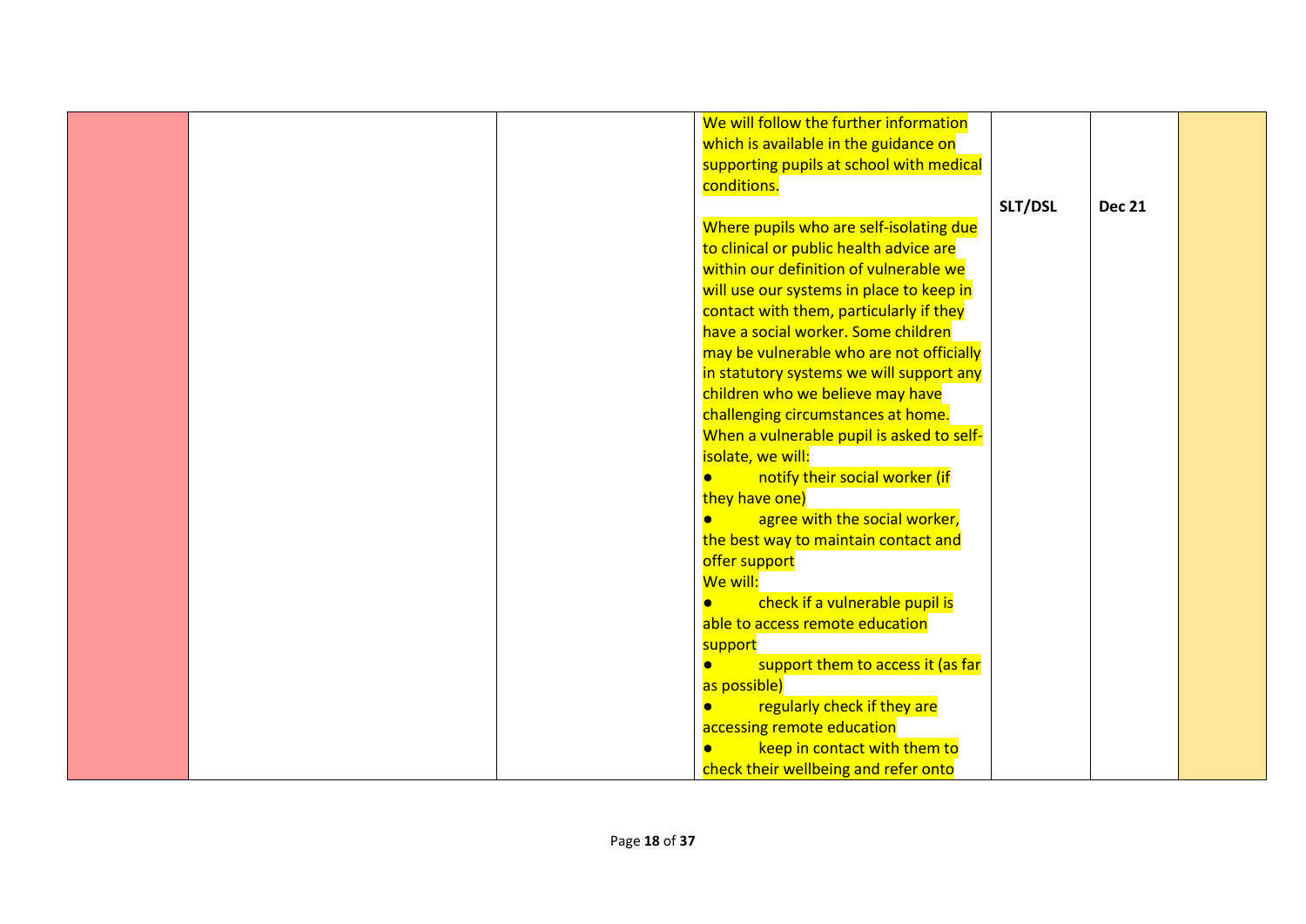|  |  |  | We will follow the further information which is available in the guidance on supporting pupils at school with medical conditions.<br><br>Where pupils who are self-isolating due to clinical or public health advice are within our definition of vulnerable we will use our systems in place to keep in contact with them, particularly if they have a social worker. Some children may be vulnerable who are not officially in statutory systems we will support any children who we believe may have challenging circumstances at home. When a vulnerable pupil is asked to self-isolate, we will:<br>● notify their social worker (if they have one)<br>● agree with the social worker, the best way to maintain contact and offer support<br>We will:<br>● check if a vulnerable pupil is able to access remote education support<br>● support them to access it (as far as possible)<br>● regularly check if they are accessing remote education<br>● keep in contact with them to check their wellbeing and refer onto | **SLT/DSL** | **Dec 21** |  |
|---|---|---|---|---|---|---|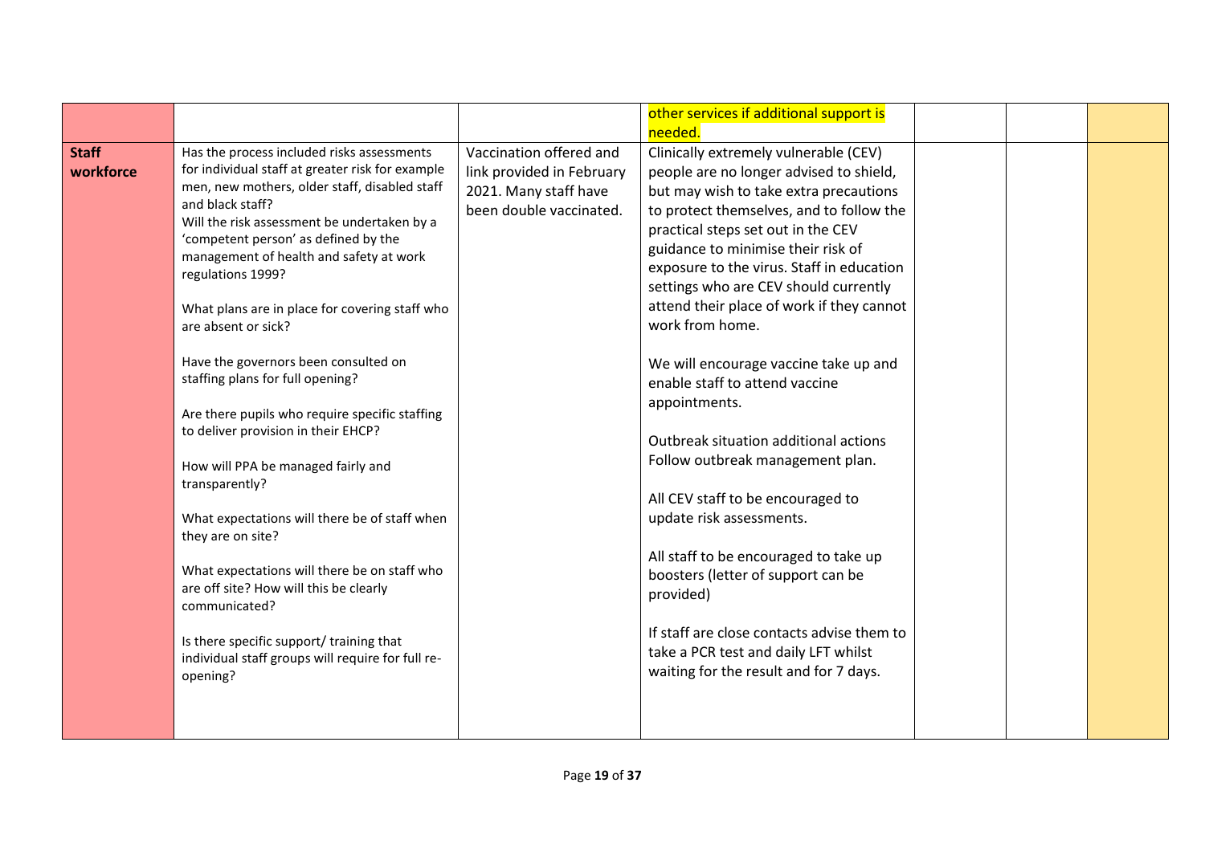| | | | | | | |
|---|---|---|---|---|---|---|
| | | | other services if additional support is needed. | | | |
| **Staff workforce** | Has the process included risks assessments for individual staff at greater risk for example men, new mothers, older staff, disabled staff and black staff?<br>Will the risk assessment be undertaken by a 'competent person' as defined by the management of health and safety at work regulations 1999?<br><br>What plans are in place for covering staff who are absent or sick?<br><br>Have the governors been consulted on staffing plans for full opening?<br><br>Are there pupils who require specific staffing to deliver provision in their EHCP?<br><br>How will PPA be managed fairly and transparently?<br><br>What expectations will there be of staff when they are on site?<br><br>What expectations will there be on staff who are off site? How will this be clearly communicated?<br><br>Is there specific support/ training that individual staff groups will require for full re-opening? | Vaccination offered and link provided in February 2021. Many staff have been double vaccinated. | Clinically extremely vulnerable (CEV) people are no longer advised to shield, but may wish to take extra precautions to protect themselves, and to follow the practical steps set out in the CEV guidance to minimise their risk of exposure to the virus. Staff in education settings who are CEV should currently attend their place of work if they cannot work from home.<br><br>We will encourage vaccine take up and enable staff to attend vaccine appointments.<br><br>Outbreak situation additional actions<br>Follow outbreak management plan.<br><br>All CEV staff to be encouraged to update risk assessments.<br><br>All staff to be encouraged to take up boosters (letter of support can be provided)<br><br>If staff are close contacts advise them to take a PCR test and daily LFT whilst waiting for the result and for 7 days. | | | |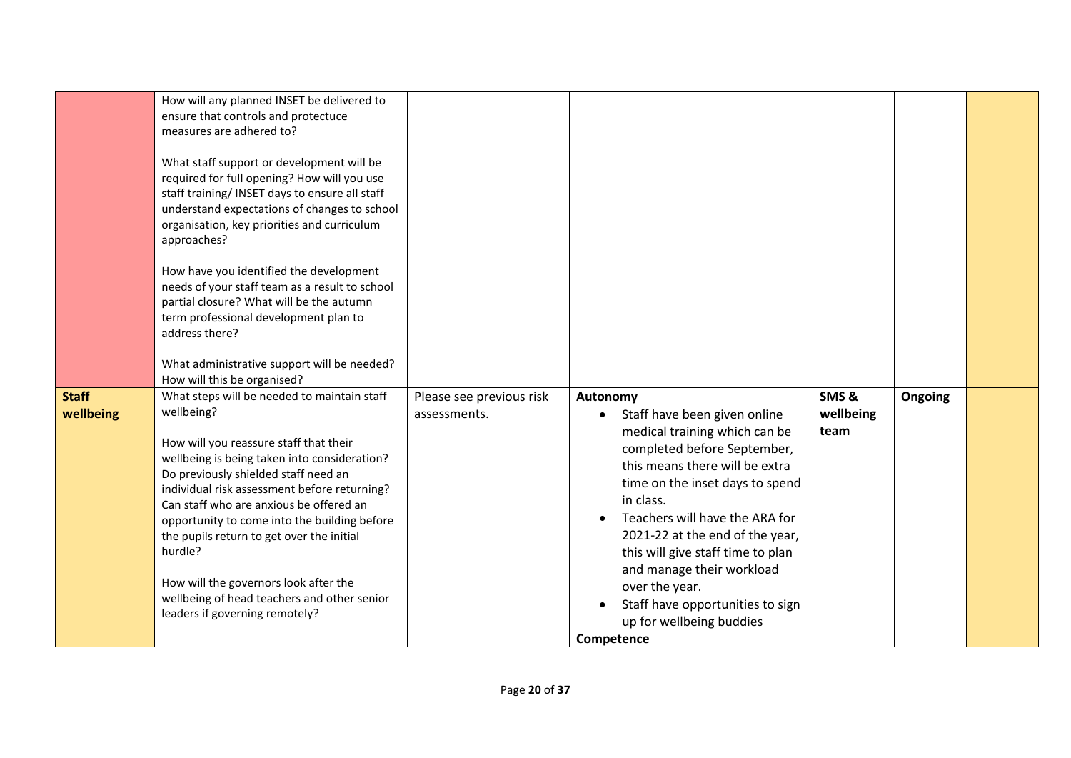| | | | | | | |
|---|---|---|---|---|---|---|
| | How will any planned INSET be delivered to ensure that controls and protectuce measures are adhered to?<br><br>What staff support or development will be required for full opening? How will you use staff training/ INSET days to ensure all staff understand expectations of changes to school organisation, key priorities and curriculum approaches?<br><br>How have you identified the development needs of your staff team as a result to school partial closure? What will be the autumn term professional development plan to address there?<br><br>What administrative support will be needed? How will this be organised? | | | | | |
| **Staff wellbeing** | What steps will be needed to maintain staff wellbeing?<br><br>How will you reassure staff that their wellbeing is being taken into consideration? Do previously shielded staff need an individual risk assessment before returning? Can staff who are anxious be offered an opportunity to come into the building before the pupils return to get over the initial hurdle?<br><br>How will the governors look after the wellbeing of head teachers and other senior leaders if governing remotely? | Please see previous risk assessments. | **Autonomy**<br>• Staff have been given online medical training which can be completed before September, this means there will be extra time on the inset days to spend in class.<br>• Teachers will have the ARA for 2021-22 at the end of the year, this will give staff time to plan and manage their workload over the year.<br>• Staff have opportunities to sign up for wellbeing buddies<br>**Competence** | **SMS & wellbeing team** | **Ongoing** | |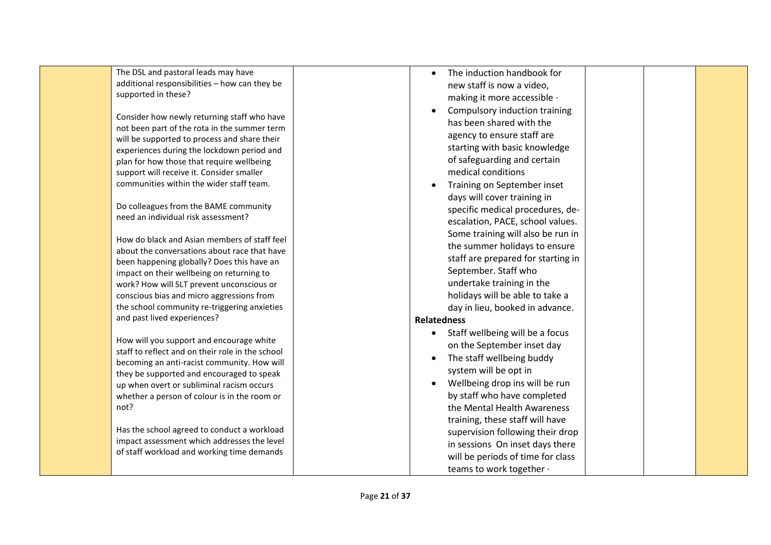| | | | | | | |
|---|---|---|---|---|---|---|
| | The DSL and pastoral leads may have additional responsibilities – how can they be supported in these?<br><br>Consider how newly returning staff who have not been part of the rota in the summer term will be supported to process and share their experiences during the lockdown period and plan for how those that require wellbeing support will receive it. Consider smaller communities within the wider staff team.<br><br>Do colleagues from the BAME community need an individual risk assessment?<br><br>How do black and Asian members of staff feel about the conversations about race that have been happening globally? Does this have an impact on their wellbeing on returning to work? How will SLT prevent unconscious or conscious bias and micro aggressions from the school community re-triggering anxieties and past lived experiences?<br><br>How will you support and encourage white staff to reflect and on their role in the school becoming an anti-racist community. How will they be supported and encouraged to speak up when overt or subliminal racism occurs whether a person of colour is in the room or not?<br><br>Has the school agreed to conduct a workload impact assessment which addresses the level of staff workload and working time demands | | • The induction handbook for new staff is now a video, making it more accessible ·<br>• Compulsory induction training has been shared with the agency to ensure staff are starting with basic knowledge of safeguarding and certain medical conditions<br>• Training on September inset days will cover training in specific medical procedures, de-escalation, PACE, school values. Some training will also be run in the summer holidays to ensure staff are prepared for starting in September. Staff who undertake training in the holidays will be able to take a day in lieu, booked in advance.<br>**Relatedness**<br>• Staff wellbeing will be a focus on the September inset day<br>• The staff wellbeing buddy system will be opt in<br>• Wellbeing drop ins will be run by staff who have completed the Mental Health Awareness training, these staff will have supervision following their drop in sessions On inset days there will be periods of time for class teams to work together · | | | |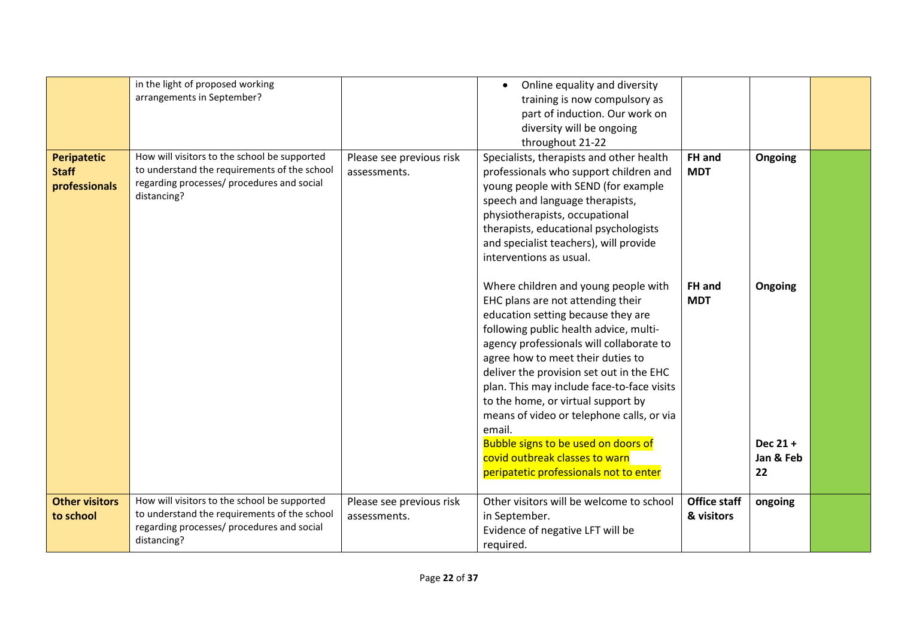| | | | | | | |
|---|---|---|---|---|---|---|
| | in the light of proposed working arrangements in September? | | • Online equality and diversity training is now compulsory as part of induction. Our work on diversity will be ongoing throughout 21-22 | | | |
| **Peripatetic Staff professionals** | How will visitors to the school be supported to understand the requirements of the school regarding processes/ procedures and social distancing? | Please see previous risk assessments. | Specialists, therapists and other health professionals who support children and young people with SEND (for example speech and language therapists, physiotherapists, occupational therapists, educational psychologists and specialist teachers), will provide interventions as usual. | **FH and MDT** | **Ongoing** | |
| | | | Where children and young people with EHC plans are not attending their education setting because they are following public health advice, multi-agency professionals will collaborate to agree how to meet their duties to deliver the provision set out in the EHC plan. This may include face-to-face visits to the home, or virtual support by means of video or telephone calls, or via email. | **FH and MDT** | **Ongoing** | |
| | | | Bubble signs to be used on doors of covid outbreak classes to warn peripatetic professionals not to enter | | **Dec 21 + Jan & Feb 22** | |
| **Other visitors to school** | How will visitors to the school be supported to understand the requirements of the school regarding processes/ procedures and social distancing? | Please see previous risk assessments. | Other visitors will be welcome to school in September.<br>Evidence of negative LFT will be required. | **Office staff & visitors** | **ongoing** | |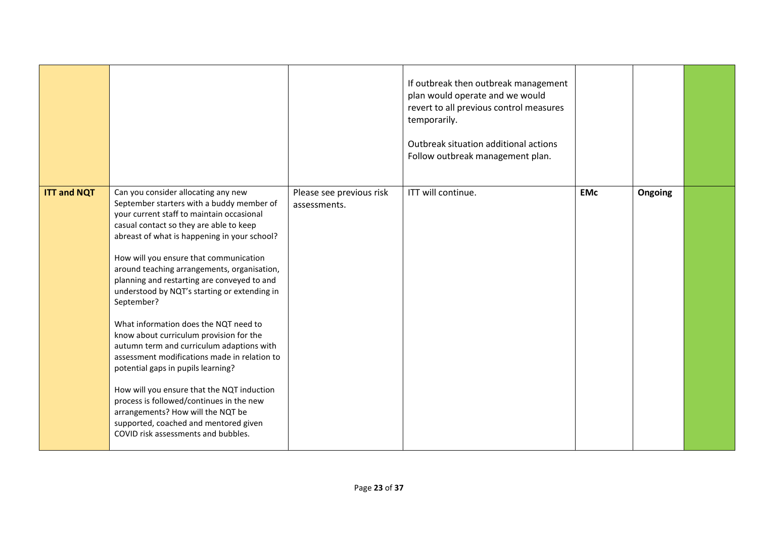| | | | | | | |
|---|---|---|---|---|---|---|
| | | | If outbreak then outbreak management plan would operate and we would revert to all previous control measures temporarily.<br><br>Outbreak situation additional actions Follow outbreak management plan. | | | |
| **ITT and NQT** | Can you consider allocating any new September starters with a buddy member of your current staff to maintain occasional casual contact so they are able to keep abreast of what is happening in your school?<br><br>How will you ensure that communication around teaching arrangements, organisation, planning and restarting are conveyed to and understood by NQT's starting or extending in September?<br><br>What information does the NQT need to know about curriculum provision for the autumn term and curriculum adaptions with assessment modifications made in relation to potential gaps in pupils learning?<br><br>How will you ensure that the NQT induction process is followed/continues in the new arrangements? How will the NQT be supported, coached and mentored given COVID risk assessments and bubbles. | Please see previous risk assessments. | ITT will continue. | **EMc** | **Ongoing** | |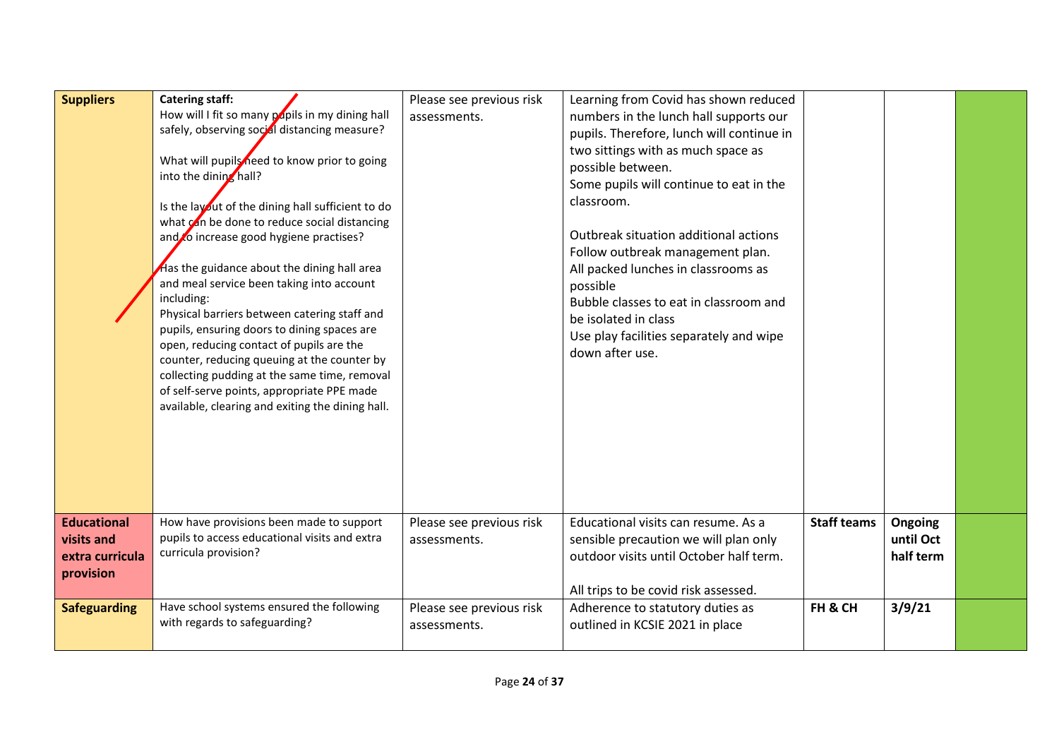| Suppliers | **Catering staff:**<br>How will I fit so many pupils in my dining hall safely, observing social distancing measure?<br><br>What will pupils need to know prior to going into the dining hall?<br><br>Is the layout of the dining hall sufficient to do what can be done to reduce social distancing and to increase good hygiene practises?<br><br>Has the guidance about the dining hall area and meal service been taking into account including:<br>Physical barriers between catering staff and pupils, ensuring doors to dining spaces are open, reducing contact of pupils are the counter, reducing queuing at the counter by collecting pudding at the same time, removal of self-serve points, appropriate PPE made available, clearing and exiting the dining hall. | Please see previous risk assessments. | Learning from Covid has shown reduced numbers in the lunch hall supports our pupils. Therefore, lunch will continue in two sittings with as much space as possible between.<br>Some pupils will continue to eat in the classroom.<br><br>Outbreak situation additional actions<br>Follow outbreak management plan.<br>All packed lunches in classrooms as possible<br>Bubble classes to eat in classroom and be isolated in class<br>Use play facilities separately and wipe down after use. | | | |
|---|---|---|---|---|---|---|
| **Educational visits and extra curricula provision** | How have provisions been made to support pupils to access educational visits and extra curricula provision? | Please see previous risk assessments. | Educational visits can resume. As a sensible precaution we will plan only outdoor visits until October half term.<br><br>All trips to be covid risk assessed. | **Staff teams** | **Ongoing until Oct half term** | |
| **Safeguarding** | Have school systems ensured the following with regards to safeguarding? | Please see previous risk assessments. | Adherence to statutory duties as outlined in KCSIE 2021 in place | **FH & CH** | **3/9/21** | |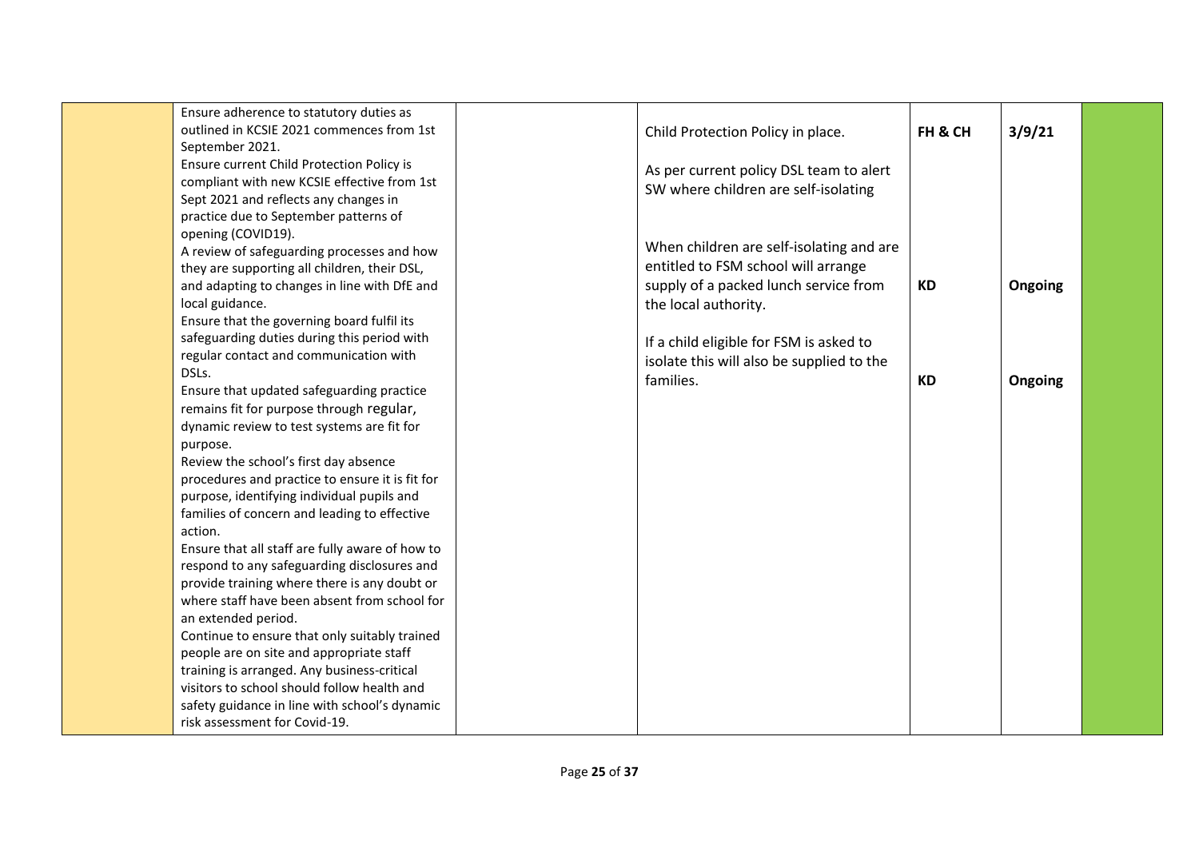| | | | | | | |
|---|---|---|---|---|---|---|
| | Ensure adherence to statutory duties as outlined in KCSIE 2021 commences from 1st September 2021.<br>Ensure current Child Protection Policy is compliant with new KCSIE effective from 1st Sept 2021 and reflects any changes in practice due to September patterns of opening (COVID19).<br>A review of safeguarding processes and how they are supporting all children, their DSL, and adapting to changes in line with DfE and local guidance.<br>Ensure that the governing board fulfil its safeguarding duties during this period with regular contact and communication with DSLs.<br>Ensure that updated safeguarding practice remains fit for purpose through regular, dynamic review to test systems are fit for purpose.<br>Review the school's first day absence procedures and practice to ensure it is fit for purpose, identifying individual pupils and families of concern and leading to effective action.<br>Ensure that all staff are fully aware of how to respond to any safeguarding disclosures and provide training where there is any doubt or where staff have been absent from school for an extended period.<br>Continue to ensure that only suitably trained people are on site and appropriate staff training is arranged. Any business-critical visitors to school should follow health and safety guidance in line with school's dynamic risk assessment for Covid-19. | | Child Protection Policy in place.<br><br>As per current policy DSL team to alert SW where children are self-isolating | **FH & CH** | **3/9/21** | |
| | | | When children are self-isolating and are entitled to FSM school will arrange supply of a packed lunch service from the local authority. | **KD** | **Ongoing** | |
| | | | If a child eligible for FSM is asked to isolate this will also be supplied to the families. | **KD** | **Ongoing** | |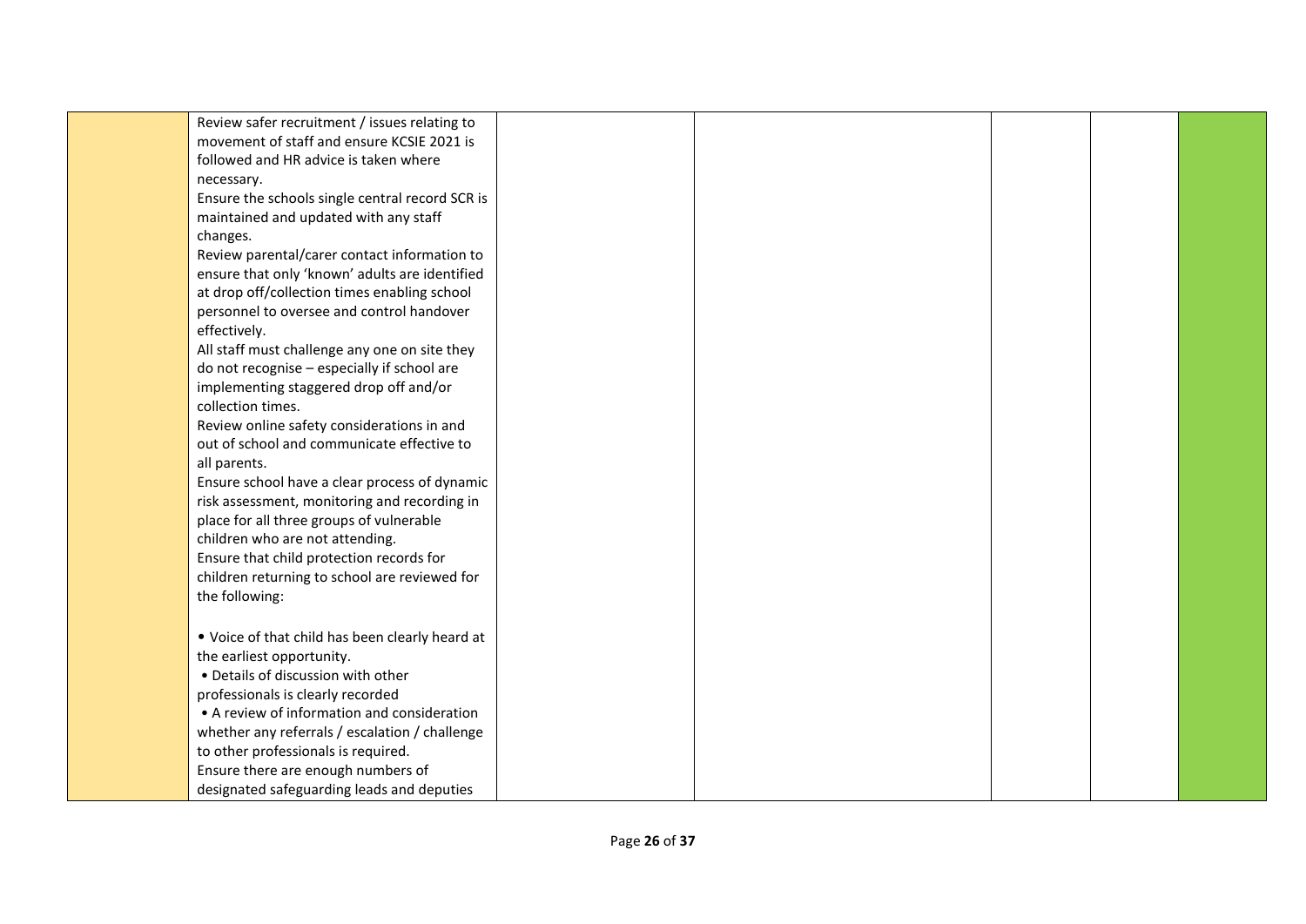|  |  |  |  |  |  |  |
|---|---|---|---|---|---|---|
|  | Review safer recruitment / issues relating to movement of staff and ensure KCSIE 2021 is followed and HR advice is taken where necessary.<br>Ensure the schools single central record SCR is maintained and updated with any staff changes.<br>Review parental/carer contact information to ensure that only 'known' adults are identified at drop off/collection times enabling school personnel to oversee and control handover effectively.<br>All staff must challenge any one on site they do not recognise – especially if school are implementing staggered drop off and/or collection times.<br>Review online safety considerations in and out of school and communicate effective to all parents.<br>Ensure school have a clear process of dynamic risk assessment, monitoring and recording in place for all three groups of vulnerable children who are not attending.<br>Ensure that child protection records for children returning to school are reviewed for the following:<br><br>• Voice of that child has been clearly heard at the earliest opportunity.<br>• Details of discussion with other professionals is clearly recorded<br>• A review of information and consideration whether any referrals / escalation / challenge to other professionals is required.<br>Ensure there are enough numbers of designated safeguarding leads and deputies |  |  |  |  |  |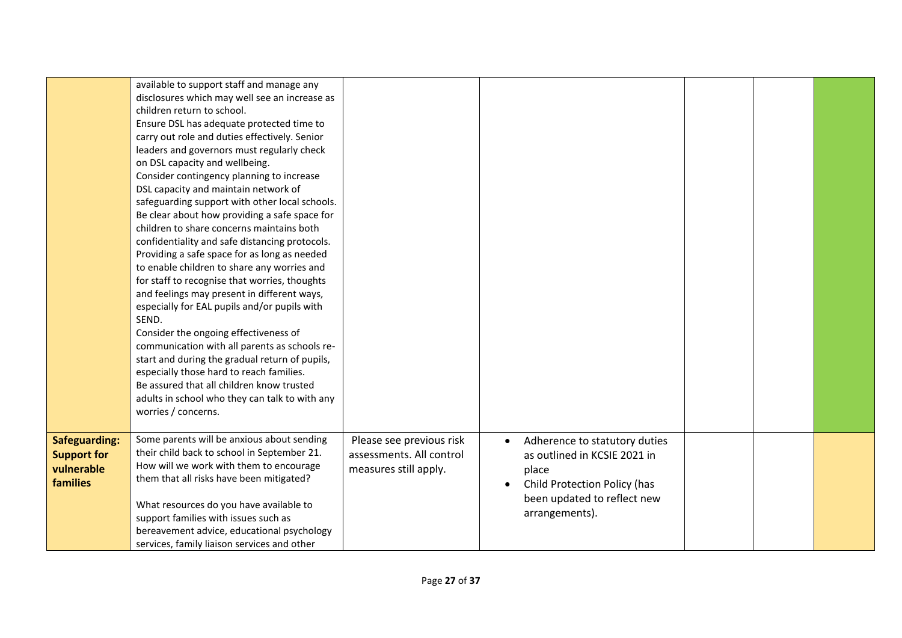| | | | | | | |
|---|---|---|---|---|---|---|
| | available to support staff and manage any disclosures which may well see an increase as children return to school.<br>Ensure DSL has adequate protected time to carry out role and duties effectively. Senior leaders and governors must regularly check on DSL capacity and wellbeing.<br>Consider contingency planning to increase DSL capacity and maintain network of safeguarding support with other local schools.<br>Be clear about how providing a safe space for children to share concerns maintains both confidentiality and safe distancing protocols.<br>Providing a safe space for as long as needed to enable children to share any worries and for staff to recognise that worries, thoughts and feelings may present in different ways, especially for EAL pupils and/or pupils with SEND.<br>Consider the ongoing effectiveness of communication with all parents as schools re-start and during the gradual return of pupils, especially those hard to reach families.<br>Be assured that all children know trusted adults in school who they can talk to with any worries / concerns. | | | | | |
| **Safeguarding: Support for vulnerable families** | Some parents will be anxious about sending their child back to school in September 21. How will we work with them to encourage them that all risks have been mitigated?<br><br>What resources do you have available to support families with issues such as bereavement advice, educational psychology services, family liaison services and other | Please see previous risk assessments. All control measures still apply. | • Adherence to statutory duties as outlined in KCSIE 2021 in place<br>• Child Protection Policy (has been updated to reflect new arrangements). | | | |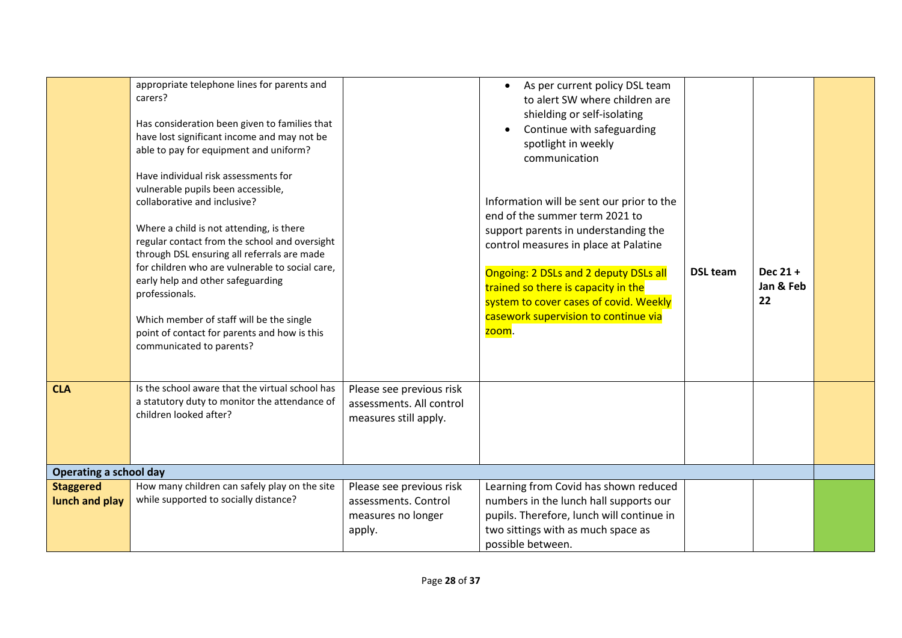| | | | | | | |
|---|---|---|---|---|---|---|
| | appropriate telephone lines for parents and carers?<br><br>Has consideration been given to families that have lost significant income and may not be able to pay for equipment and uniform?<br><br>Have individual risk assessments for vulnerable pupils been accessible, collaborative and inclusive?<br><br>Where a child is not attending, is there regular contact from the school and oversight through DSL ensuring all referrals are made for children who are vulnerable to social care, early help and other safeguarding professionals.<br><br>Which member of staff will be the single point of contact for parents and how is this communicated to parents? | | • As per current policy DSL team to alert SW where children are shielding or self-isolating<br>• Continue with safeguarding spotlight in weekly communication<br><br>Information will be sent our prior to the end of the summer term 2021 to support parents in understanding the control measures in place at Palatine<br><br>Ongoing: 2 DSLs and 2 deputy DSLs all trained so there is capacity in the system to cover cases of covid. Weekly casework supervision to continue via zoom. | **DSL team** | **Dec 21 + Jan & Feb 22** | |
| **CLA** | Is the school aware that the virtual school has a statutory duty to monitor the attendance of children looked after? | Please see previous risk assessments. All control measures still apply. | | | | |
| **Operating a school day** | | | | | | |
| **Staggered lunch and play** | How many children can safely play on the site while supported to socially distance? | Please see previous risk assessments. Control measures no longer apply. | Learning from Covid has shown reduced numbers in the lunch hall supports our pupils. Therefore, lunch will continue in two sittings with as much space as possible between. | | | |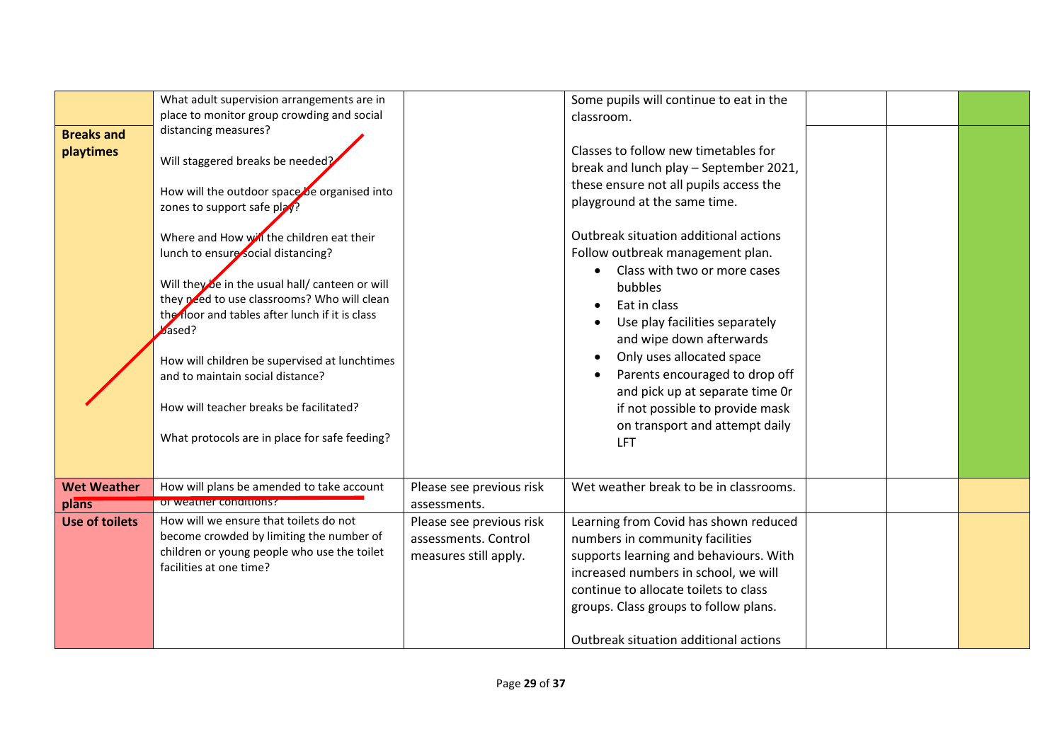| | | | | | | |
|---|---|---|---|---|---|---|
| **Breaks and playtimes** | What adult supervision arrangements are in place to monitor group crowding and social distancing measures?<br><br>Will staggered breaks be needed?<br><br>How will the outdoor space be organised into zones to support safe play?<br><br>Where and How will the children eat their lunch to ensure social distancing?<br><br>Will they be in the usual hall/ canteen or will they need to use classrooms? Who will clean the floor and tables after lunch if it is class based?<br><br>How will children be supervised at lunchtimes and to maintain social distance?<br><br>How will teacher breaks be facilitated?<br><br>What protocols are in place for safe feeding? | | Some pupils will continue to eat in the classroom.<br><br>Classes to follow new timetables for break and lunch play – September 2021, these ensure not all pupils access the playground at the same time.<br><br>Outbreak situation additional actions<br>Follow outbreak management plan.<br>• Class with two or more cases bubbles<br>• Eat in class<br>• Use play facilities separately and wipe down afterwards<br>• Only uses allocated space<br>• Parents encouraged to drop off and pick up at separate time 0r if not possible to provide mask on transport and attempt daily LFT | | | |
| **Wet Weather plans** | How will plans be amended to take account of weather conditions? | Please see previous risk assessments. | Wet weather break to be in classrooms. | | | |
| **Use of toilets** | How will we ensure that toilets do not become crowded by limiting the number of children or young people who use the toilet facilities at one time? | Please see previous risk assessments. Control measures still apply. | Learning from Covid has shown reduced numbers in community facilities supports learning and behaviours. With increased numbers in school, we will continue to allocate toilets to class groups. Class groups to follow plans.<br><br>Outbreak situation additional actions | | | |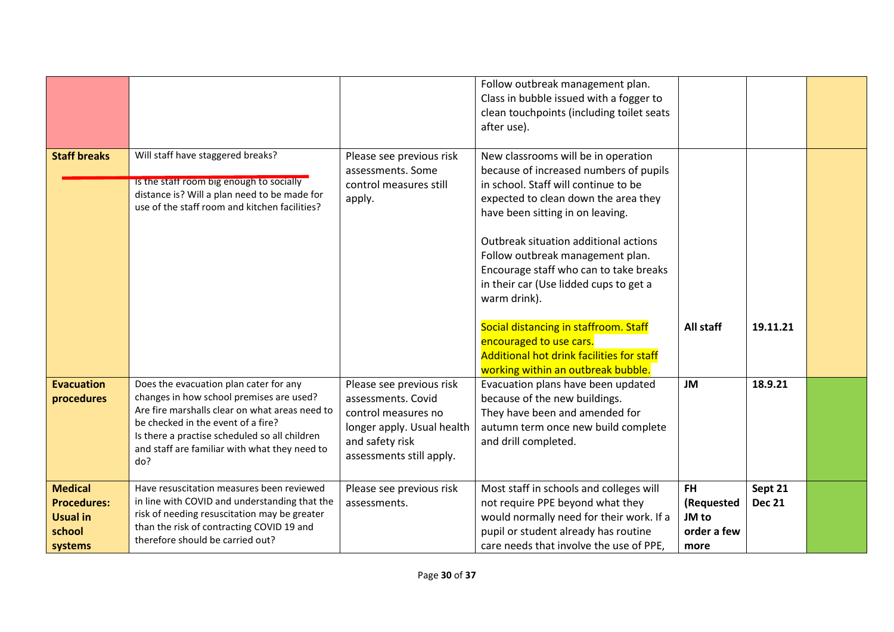| | | | | | | |
|---|---|---|---|---|---|---|
| | | | Follow outbreak management plan. Class in bubble issued with a fogger to clean touchpoints (including toilet seats after use). | | | |
| **Staff breaks** | Will staff have staggered breaks? Is the staff room big enough to socially distance is? Will a plan need to be made for use of the staff room and kitchen facilities? | Please see previous risk assessments. Some control measures still apply. | New classrooms will be in operation because of increased numbers of pupils in school. Staff will continue to be expected to clean down the area they have been sitting in on leaving.<br><br>Outbreak situation additional actions Follow outbreak management plan. Encourage staff who can to take breaks in their car (Use lidded cups to get a warm drink).<br><br>Social distancing in staffroom. Staff encouraged to use cars. Additional hot drink facilities for staff working within an outbreak bubble. | **All staff** | **19.11.21** | |
| **Evacuation procedures** | Does the evacuation plan cater for any changes in how school premises are used? Are fire marshalls clear on what areas need to be checked in the event of a fire? Is there a practise scheduled so all children and staff are familiar with what they need to do? | Please see previous risk assessments. Covid control measures no longer apply. Usual health and safety risk assessments still apply. | Evacuation plans have been updated because of the new buildings. They have been and amended for autumn term once new build complete and drill completed. | **JM** | **18.9.21** | |
| **Medical Procedures: Usual in school systems** | Have resuscitation measures been reviewed in line with COVID and understanding that the risk of needing resuscitation may be greater than the risk of contracting COVID 19 and therefore should be carried out? | Please see previous risk assessments. | Most staff in schools and colleges will not require PPE beyond what they would normally need for their work. If a pupil or student already has routine care needs that involve the use of PPE, | **FH (Requested JM to order a few more** | **Sept 21 Dec 21** | |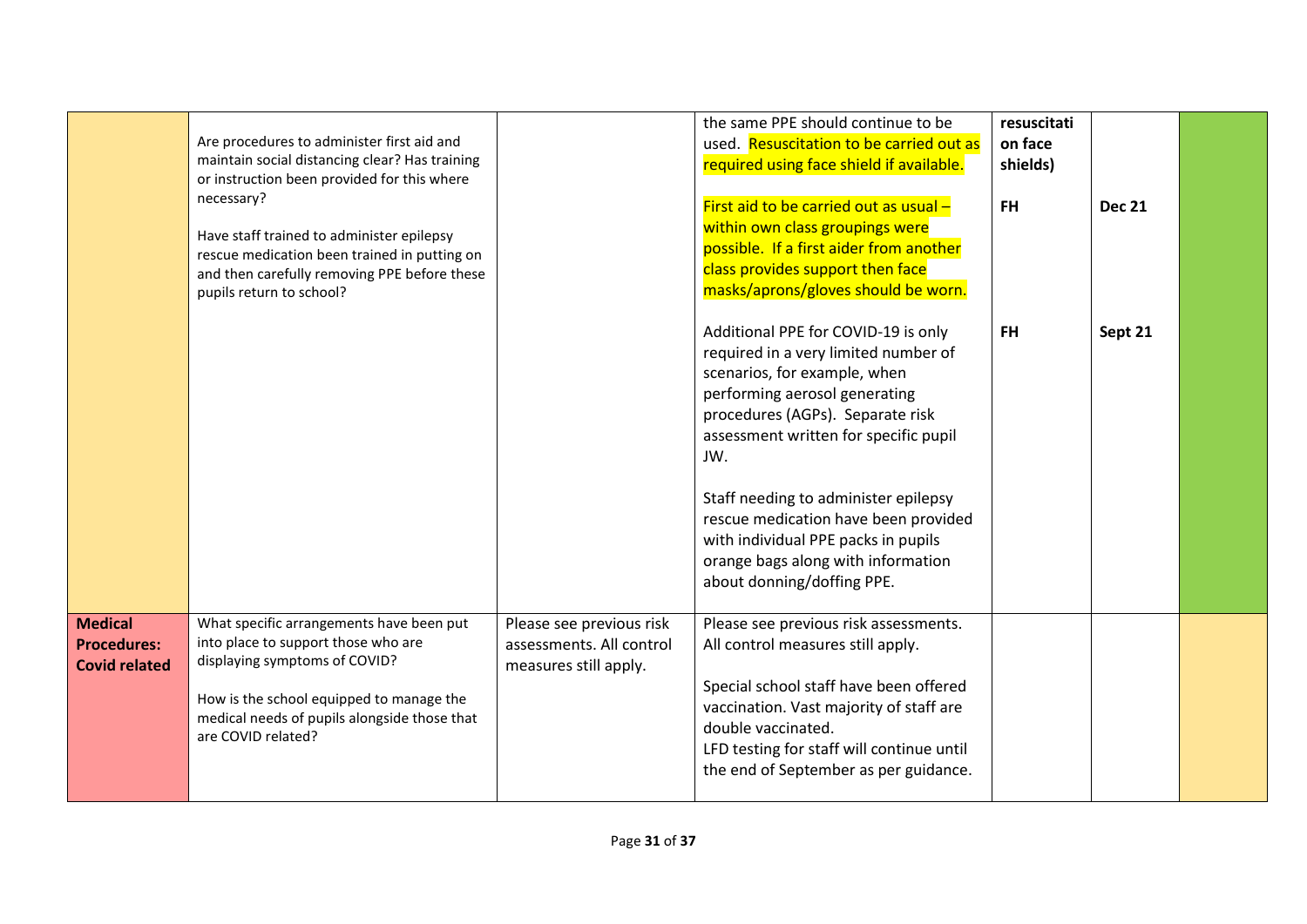| | | | | | | |
|---|---|---|---|---|---|---|
| | Are procedures to administer first aid and maintain social distancing clear? Has training or instruction been provided for this where necessary?<br><br>Have staff trained to administer epilepsy rescue medication been trained in putting on and then carefully removing PPE before these pupils return to school? | | the same PPE should continue to be used. Resuscitation to be carried out as required using face shield if available.<br><br>First aid to be carried out as usual – within own class groupings were possible. If a first aider from another class provides support then face masks/aprons/gloves should be worn.<br><br>Additional PPE for COVID-19 is only required in a very limited number of scenarios, for example, when performing aerosol generating procedures (AGPs). Separate risk assessment written for specific pupil JW.<br><br>Staff needing to administer epilepsy rescue medication have been provided with individual PPE packs in pupils orange bags along with information about donning/doffing PPE. | **resuscitation face shields)**<br><br>**FH**<br><br>**FH** | **Dec 21**<br><br>**Sept 21** | |
| **Medical Procedures: Covid related** | What specific arrangements have been put into place to support those who are displaying symptoms of COVID?<br><br>How is the school equipped to manage the medical needs of pupils alongside those that are COVID related? | Please see previous risk assessments. All control measures still apply. | Please see previous risk assessments. All control measures still apply.<br><br>Special school staff have been offered vaccination. Vast majority of staff are double vaccinated.<br>LFD testing for staff will continue until the end of September as per guidance. | | | |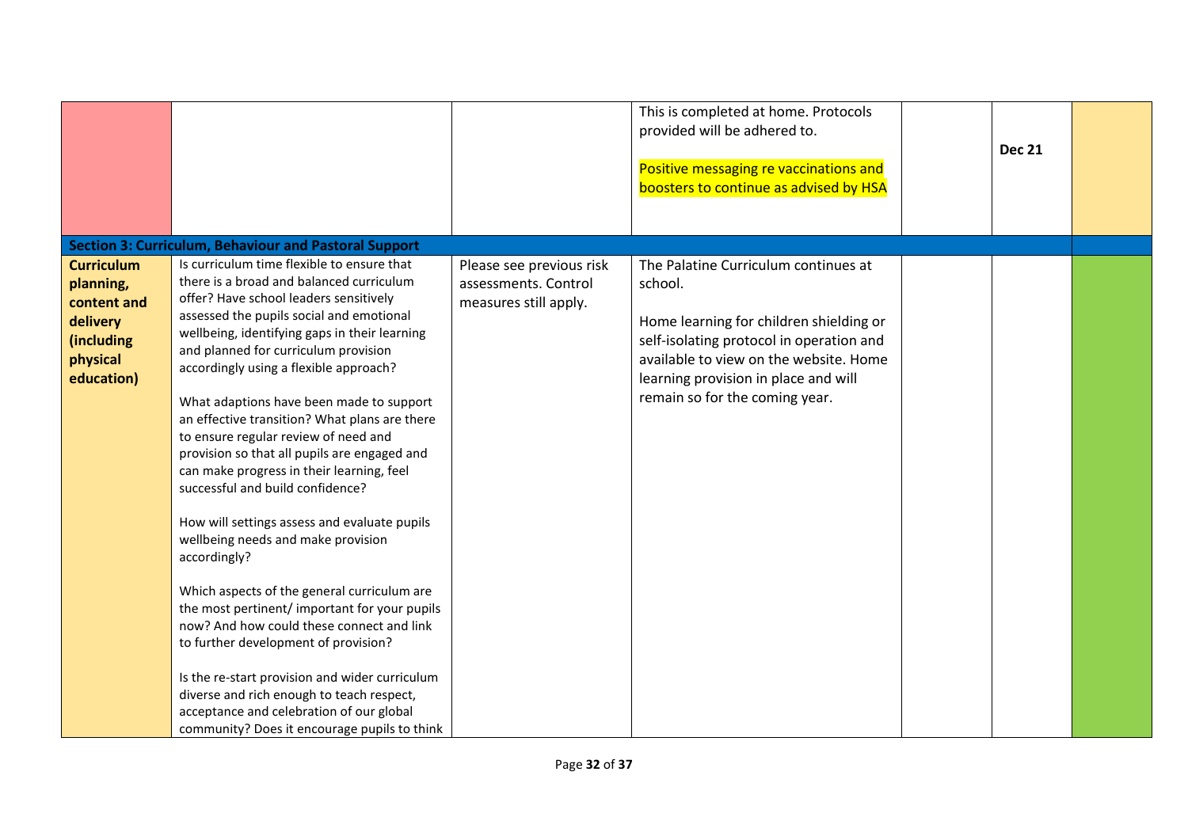| | | | | | | |
|---|---|---|---|---|---|---|
| | | | This is completed at home. Protocols provided will be adhered to.<br><br>Positive messaging re vaccinations and boosters to continue as advised by HSA | | **Dec 21** | |
| **Section 3: Curriculum, Behaviour and Pastoral Support** | | | | | | |
| **Curriculum planning, content and delivery (including physical education)** | Is curriculum time flexible to ensure that there is a broad and balanced curriculum offer? Have school leaders sensitively assessed the pupils social and emotional wellbeing, identifying gaps in their learning and planned for curriculum provision accordingly using a flexible approach?<br><br>What adaptions have been made to support an effective transition? What plans are there to ensure regular review of need and provision so that all pupils are engaged and can make progress in their learning, feel successful and build confidence?<br><br>How will settings assess and evaluate pupils wellbeing needs and make provision accordingly?<br><br>Which aspects of the general curriculum are the most pertinent/ important for your pupils now? And how could these connect and link to further development of provision?<br><br>Is the re-start provision and wider curriculum diverse and rich enough to teach respect, acceptance and celebration of our global community? Does it encourage pupils to think | Please see previous risk assessments. Control measures still apply. | The Palatine Curriculum continues at school.<br><br>Home learning for children shielding or self-isolating protocol in operation and available to view on the website. Home learning provision in place and will remain so for the coming year. | | | |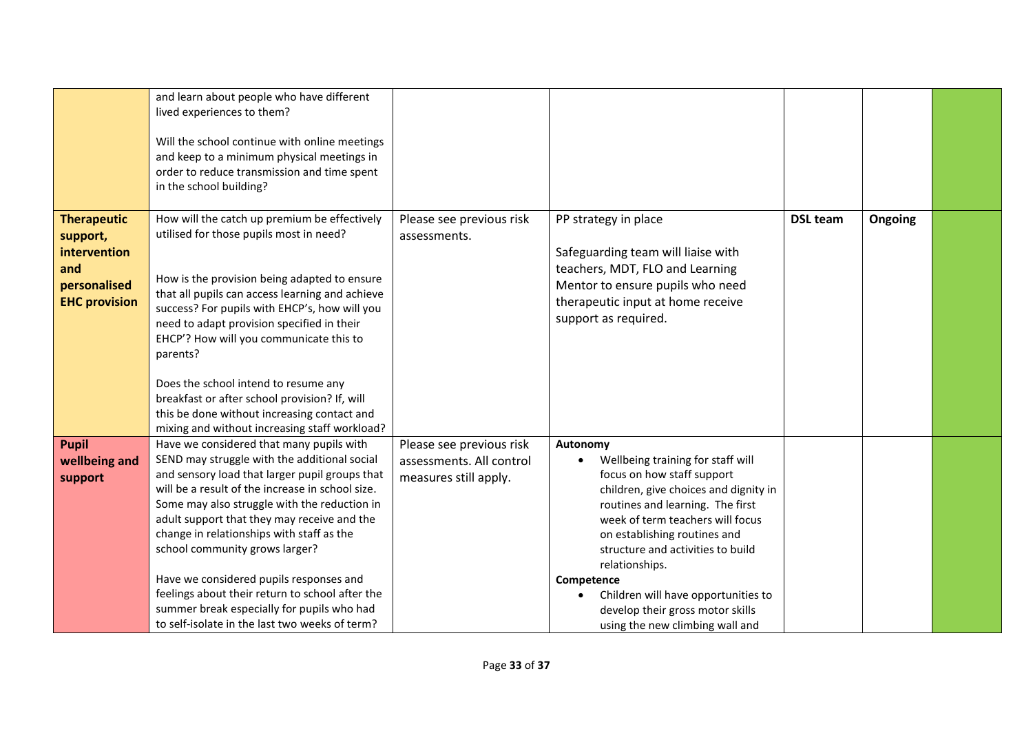| | | | | | | |
|---|---|---|---|---|---|---|
| | and learn about people who have different lived experiences to them?<br><br>Will the school continue with online meetings and keep to a minimum physical meetings in order to reduce transmission and time spent in the school building? | | | | | |
| **Therapeutic support, intervention and personalised EHC provision** | How will the catch up premium be effectively utilised for those pupils most in need?<br><br>How is the provision being adapted to ensure that all pupils can access learning and achieve success? For pupils with EHCP's, how will you need to adapt provision specified in their EHCP'? How will you communicate this to parents?<br><br>Does the school intend to resume any breakfast or after school provision? If, will this be done without increasing contact and mixing and without increasing staff workload? | Please see previous risk assessments. | PP strategy in place<br><br>Safeguarding team will liaise with teachers, MDT, FLO and Learning Mentor to ensure pupils who need therapeutic input at home receive support as required. | **DSL team** | **Ongoing** | |
| **Pupil wellbeing and support** | Have we considered that many pupils with SEND may struggle with the additional social and sensory load that larger pupil groups that will be a result of the increase in school size. Some may also struggle with the reduction in adult support that they may receive and the change in relationships with staff as the school community grows larger?<br><br>Have we considered pupils responses and feelings about their return to school after the summer break especially for pupils who had to self-isolate in the last two weeks of term? | Please see previous risk assessments. All control measures still apply. | **Autonomy**<br>• Wellbeing training for staff will focus on how staff support children, give choices and dignity in routines and learning. The first week of term teachers will focus on establishing routines and structure and activities to build relationships.<br>**Competence**<br>• Children will have opportunities to develop their gross motor skills using the new climbing wall and | | | |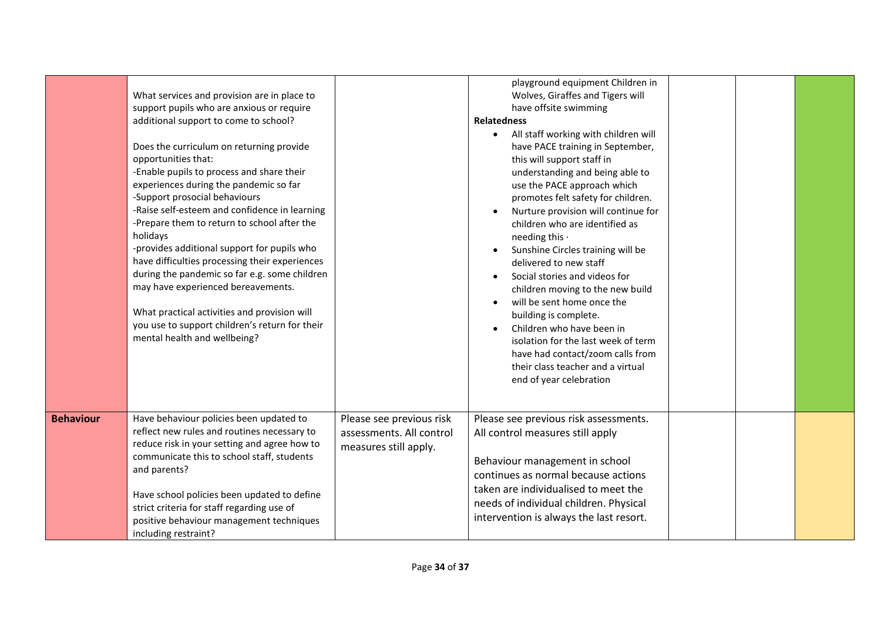| | | | | | | |
|---|---|---|---|---|---|---|
| | What services and provision are in place to support pupils who are anxious or require additional support to come to school?<br><br>Does the curriculum on returning provide opportunities that:<br>-Enable pupils to process and share their experiences during the pandemic so far<br>-Support prosocial behaviours<br>-Raise self-esteem and confidence in learning<br>-Prepare them to return to school after the holidays<br>-provides additional support for pupils who have difficulties processing their experiences during the pandemic so far e.g. some children may have experienced bereavements.<br><br>What practical activities and provision will you use to support children's return for their mental health and wellbeing? | | playground equipment Children in Wolves, Giraffes and Tigers will have offsite swimming<br>**Relatedness**<br>• All staff working with children will have PACE training in September, this will support staff in understanding and being able to use the PACE approach which promotes felt safety for children.<br>• Nurture provision will continue for children who are identified as needing this ·<br>• Sunshine Circles training will be delivered to new staff<br>• Social stories and videos for children moving to the new build<br>• will be sent home once the building is complete.<br>• Children who have been in isolation for the last week of term have had contact/zoom calls from their class teacher and a virtual end of year celebration | | | |
| **Behaviour** | Have behaviour policies been updated to reflect new rules and routines necessary to reduce risk in your setting and agree how to communicate this to school staff, students and parents?<br><br>Have school policies been updated to define strict criteria for staff regarding use of positive behaviour management techniques including restraint? | Please see previous risk assessments. All control measures still apply. | Please see previous risk assessments. All control measures still apply<br><br>Behaviour management in school continues as normal because actions taken are individualised to meet the needs of individual children. Physical intervention is always the last resort. | | | |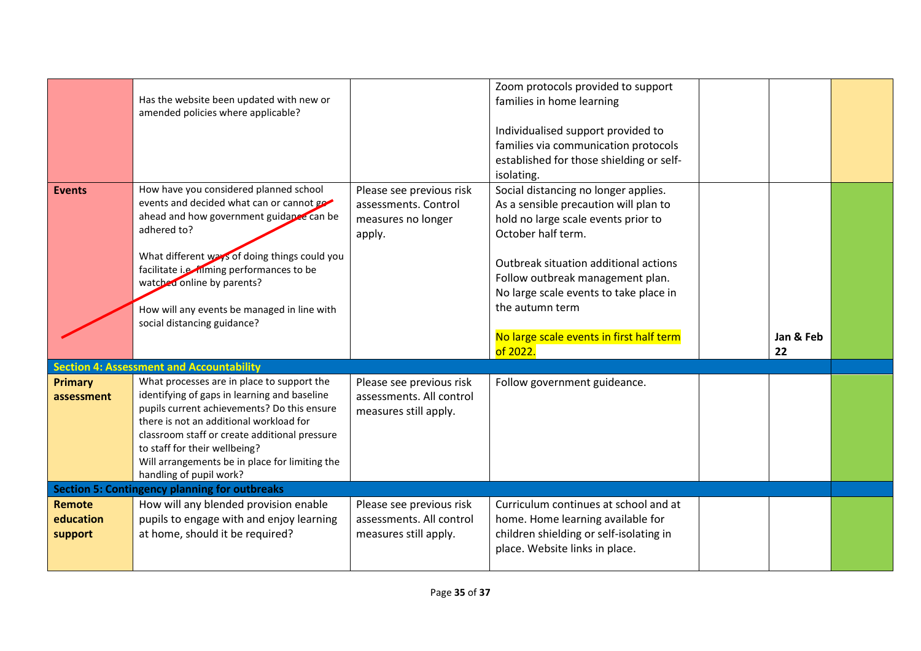| | | | | | | |
|---|---|---|---|---|---|---|
| | Has the website been updated with new or amended policies where applicable? | | Zoom protocols provided to support families in home learning<br><br>Individualised support provided to families via communication protocols established for those shielding or self-isolating. | | | |
| **Events** | How have you considered planned school events and decided what can or cannot go ahead and how government guidance can be adhered to?<br><br>What different ways of doing things could you facilitate i.e. filming performances to be watched online by parents?<br><br>How will any events be managed in line with social distancing guidance? | Please see previous risk assessments. Control measures no longer apply. | Social distancing no longer applies. As a sensible precaution will plan to hold no large scale events prior to October half term.<br><br>Outbreak situation additional actions Follow outbreak management plan. No large scale events to take place in the autumn term<br><br>No large scale events in first half term of 2022. | | **Jan & Feb 22** | |
| **Section 4: Assessment and Accountability** | | | | | | |
| **Primary assessment** | What processes are in place to support the identifying of gaps in learning and baseline pupils current achievements? Do this ensure there is not an additional workload for classroom staff or create additional pressure to staff for their wellbeing?<br>Will arrangements be in place for limiting the handling of pupil work? | Please see previous risk assessments. All control measures still apply. | Follow government guideance. | | | |
| **Section 5: Contingency planning for outbreaks** | | | | | | |
| **Remote education support** | How will any blended provision enable pupils to engage with and enjoy learning at home, should it be required? | Please see previous risk assessments. All control measures still apply. | Curriculum continues at school and at home. Home learning available for children shielding or self-isolating in place. Website links in place. | | | |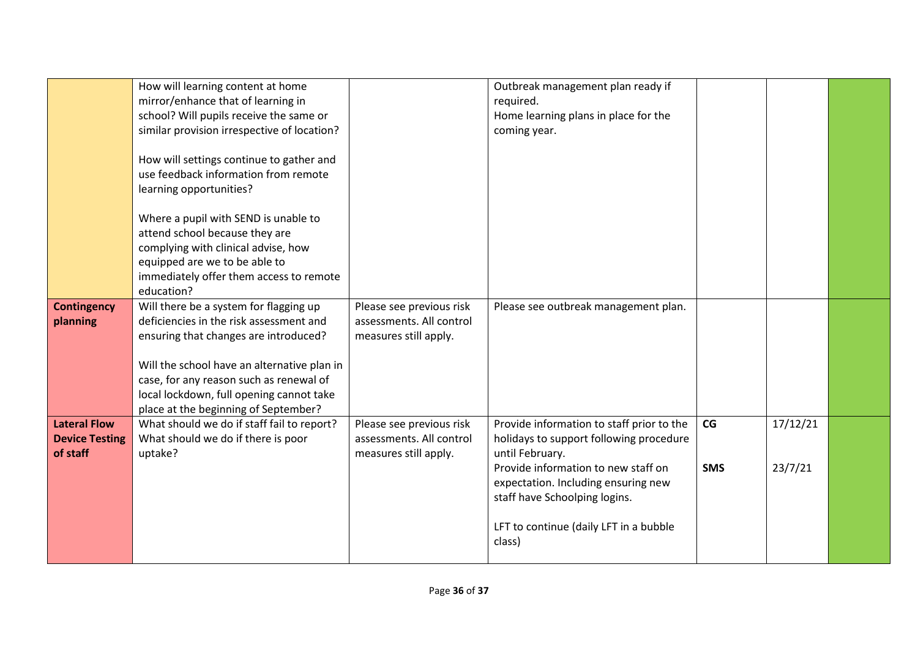| | | | | | | |
|---|---|---|---|---|---|---|
| | How will learning content at home mirror/enhance that of learning in school? Will pupils receive the same or similar provision irrespective of location?<br><br>How will settings continue to gather and use feedback information from remote learning opportunities?<br><br>Where a pupil with SEND is unable to attend school because they are complying with clinical advise, how equipped are we to be able to immediately offer them access to remote education? | | Outbreak management plan ready if required.<br>Home learning plans in place for the coming year. | | | |
| **Contingency planning** | Will there be a system for flagging up deficiencies in the risk assessment and ensuring that changes are introduced?<br><br>Will the school have an alternative plan in case, for any reason such as renewal of local lockdown, full opening cannot take place at the beginning of September? | Please see previous risk assessments. All control measures still apply. | Please see outbreak management plan. | | | |
| **Lateral Flow Device Testing of staff** | What should we do if staff fail to report? What should we do if there is poor uptake? | Please see previous risk assessments. All control measures still apply. | Provide information to staff prior to the holidays to support following procedure until February.<br>Provide information to new staff on expectation. Including ensuring new staff have Schoolping logins.<br><br>LFT to continue (daily LFT in a bubble class) | **CG**<br><br><br>**SMS** | 17/12/21<br><br><br>23/7/21 | |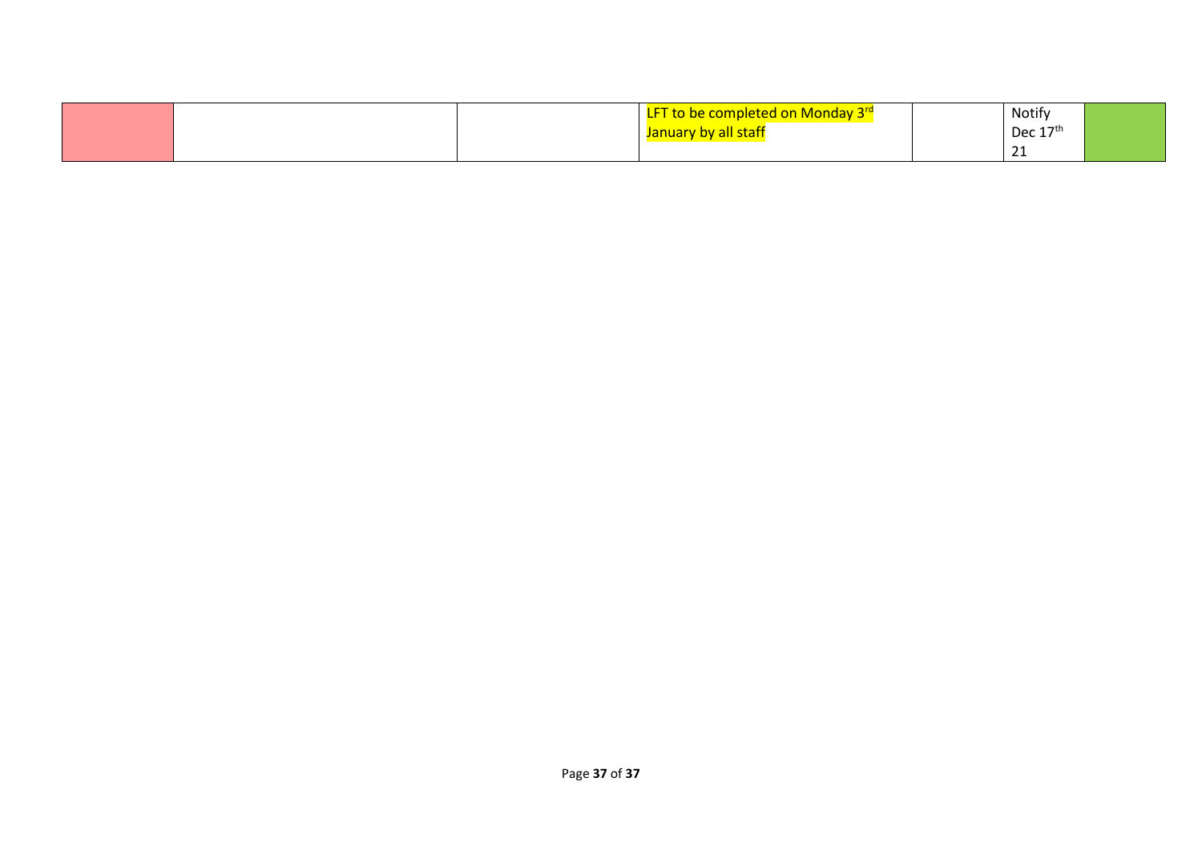| | | | | | | |
|---|---|---|---|---|---|---|
| | | | LFT to be completed on Monday 3rd January by all staff | | Notify Dec 17th 21 | |